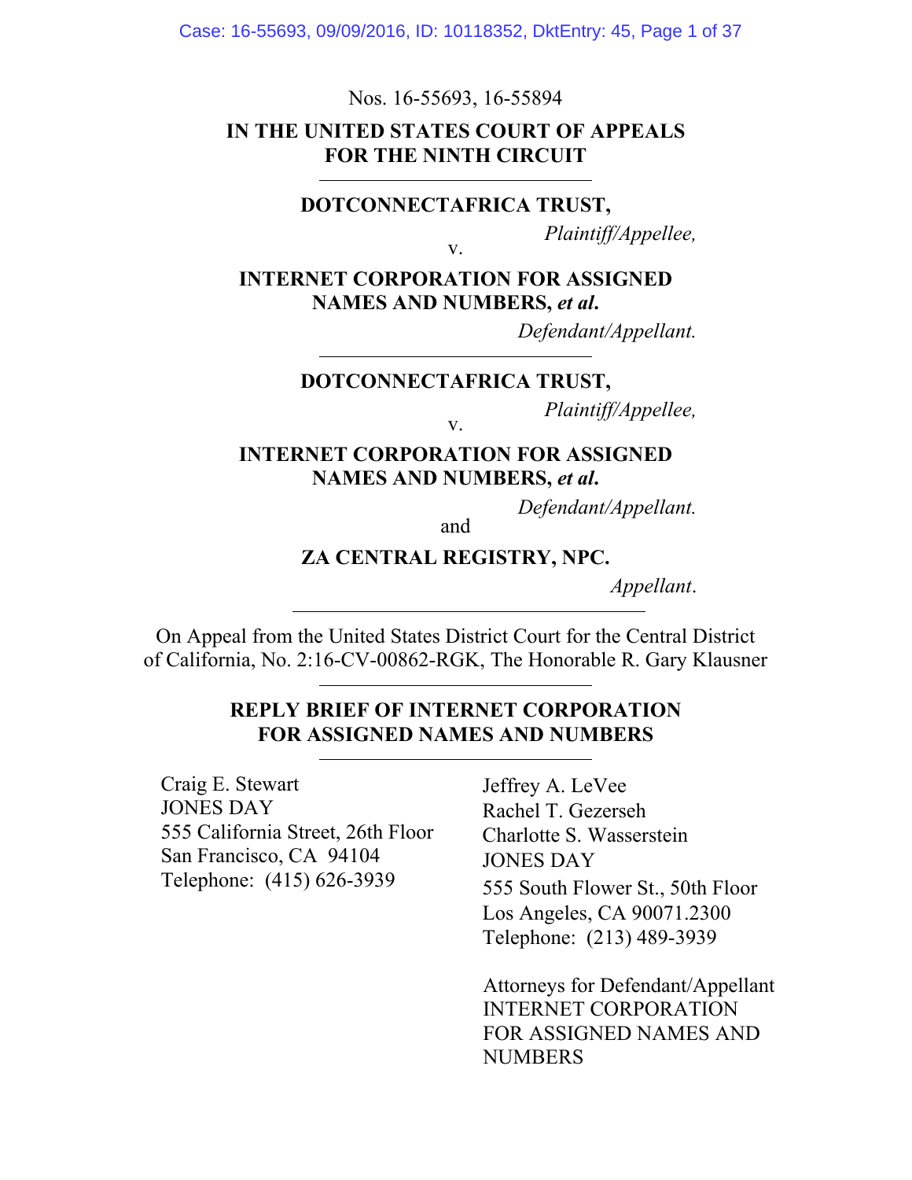Nos. 16-55693, 16-55894

**IN THE UNITED STATES COURT OF APPEALS FOR THE NINTH CIRCUIT**

---

**DOTCONNECTAFRICA TRUST,**

*Plaintiff/Appellee,*

v.

**INTERNET CORPORATION FOR ASSIGNED NAMES AND NUMBERS, *et al*.**

*Defendant/Appellant.*

---

**DOTCONNECTAFRICA TRUST,**

*Plaintiff/Appellee,*

v.

**INTERNET CORPORATION FOR ASSIGNED NAMES AND NUMBERS, *et al*.**

*Defendant/Appellant.*

and

**ZA CENTRAL REGISTRY, NPC.**

*Appellant*.

---

On Appeal from the United States District Court for the Central District of California, No. 2:16-CV-00862-RGK, The Honorable R. Gary Klausner

---

**REPLY BRIEF OF INTERNET CORPORATION FOR ASSIGNED NAMES AND NUMBERS**

---

Craig E. Stewart
JONES DAY
555 California Street, 26th Floor
San Francisco, CA 94104
Telephone: (415) 626-3939

Jeffrey A. LeVee
Rachel T. Gezerseh
Charlotte S. Wasserstein
JONES DAY
555 South Flower St., 50th Floor
Los Angeles, CA 90071.2300
Telephone: (213) 489-3939

Attorneys for Defendant/Appellant
INTERNET CORPORATION FOR ASSIGNED NAMES AND NUMBERS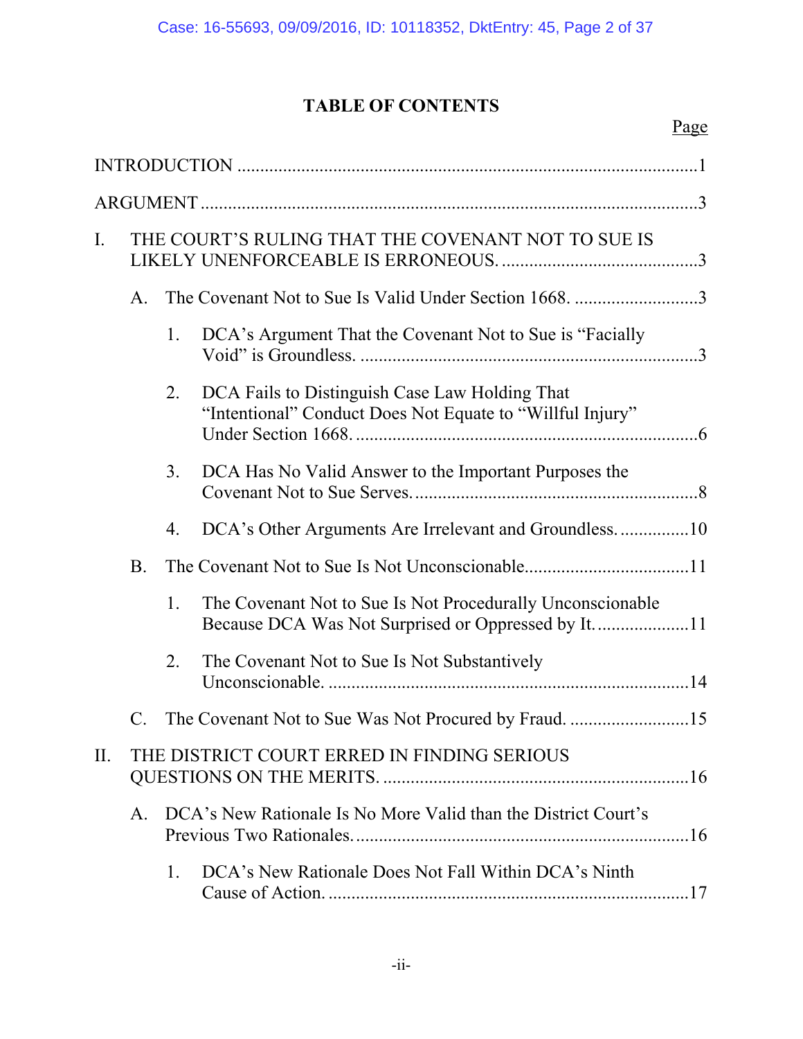# TABLE OF CONTENTS

| | Page |
|---|---|
| INTRODUCTION | 1 |
| ARGUMENT | 3 |
| I. THE COURT'S RULING THAT THE COVENANT NOT TO SUE IS LIKELY UNENFORCEABLE IS ERRONEOUS. | 3 |
| A. The Covenant Not to Sue Is Valid Under Section 1668. | 3 |
| 1. DCA's Argument That the Covenant Not to Sue is "Facially Void" is Groundless. | 3 |
| 2. DCA Fails to Distinguish Case Law Holding That "Intentional" Conduct Does Not Equate to "Willful Injury" Under Section 1668. | 6 |
| 3. DCA Has No Valid Answer to the Important Purposes the Covenant Not to Sue Serves. | 8 |
| 4. DCA's Other Arguments Are Irrelevant and Groundless. | 10 |
| B. The Covenant Not to Sue Is Not Unconscionable. | 11 |
| 1. The Covenant Not to Sue Is Not Procedurally Unconscionable Because DCA Was Not Surprised or Oppressed by It. | 11 |
| 2. The Covenant Not to Sue Is Not Substantively Unconscionable. | 14 |
| C. The Covenant Not to Sue Was Not Procured by Fraud. | 15 |
| II. THE DISTRICT COURT ERRED IN FINDING SERIOUS QUESTIONS ON THE MERITS. | 16 |
| A. DCA's New Rationale Is No More Valid than the District Court's Previous Two Rationales. | 16 |
| 1. DCA's New Rationale Does Not Fall Within DCA's Ninth Cause of Action. | 17 |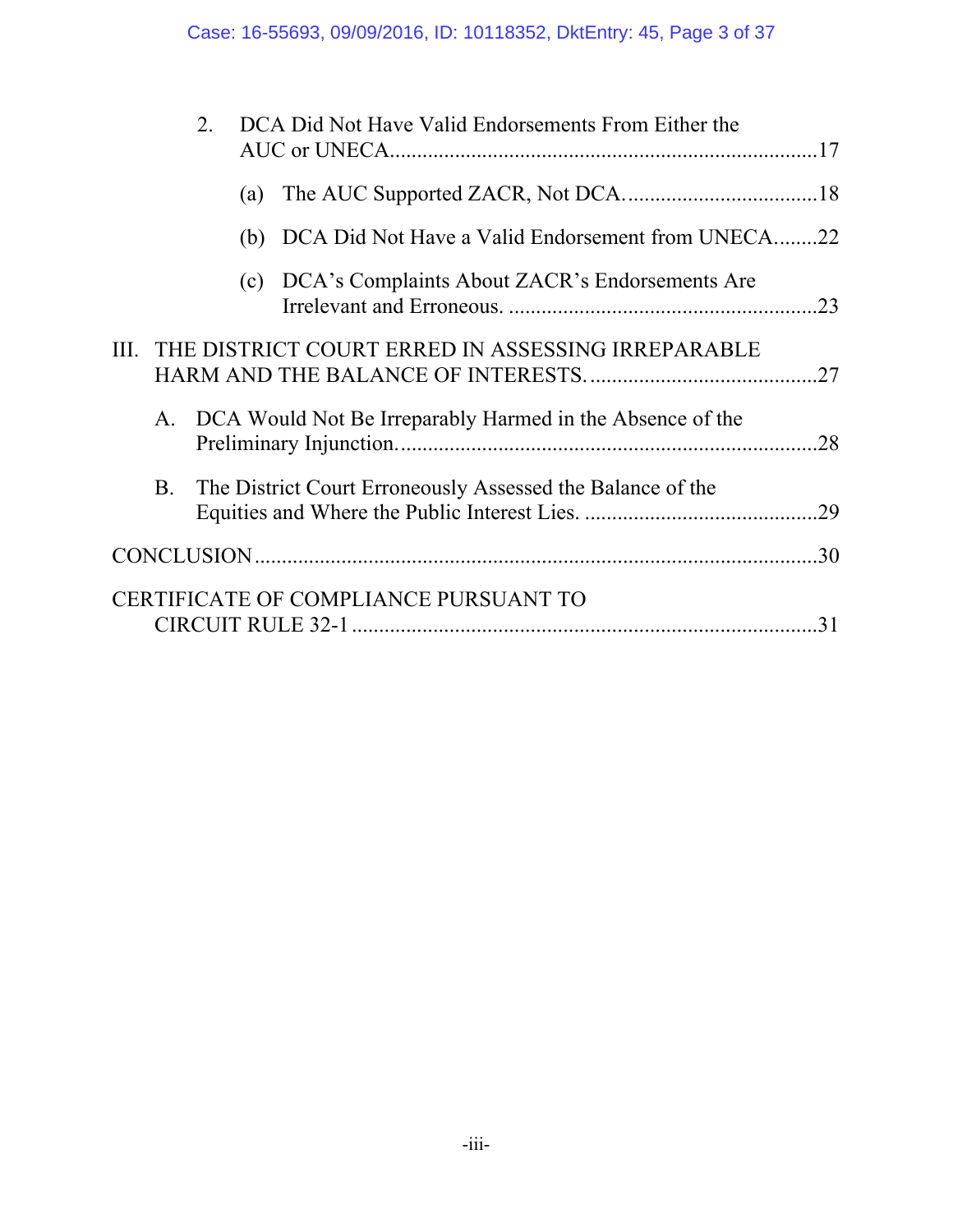2. DCA Did Not Have Valid Endorsements From Either the AUC or UNECA.............................................................................17

(a) The AUC Supported ZACR, Not DCA. ..................................18

(b) DCA Did Not Have a Valid Endorsement from UNECA........22

(c) DCA's Complaints About ZACR's Endorsements Are Irrelevant and Erroneous. ........................................................23

III. THE DISTRICT COURT ERRED IN ASSESSING IRREPARABLE HARM AND THE BALANCE OF INTERESTS. ..........................................27

A. DCA Would Not Be Irreparably Harmed in the Absence of the Preliminary Injunction. ............................................................................28

B. The District Court Erroneously Assessed the Balance of the Equities and Where the Public Interest Lies. ...........................................29

CONCLUSION .......................................................................................................30

CERTIFICATE OF COMPLIANCE PURSUANT TO CIRCUIT RULE 32-1 ....................................................................................31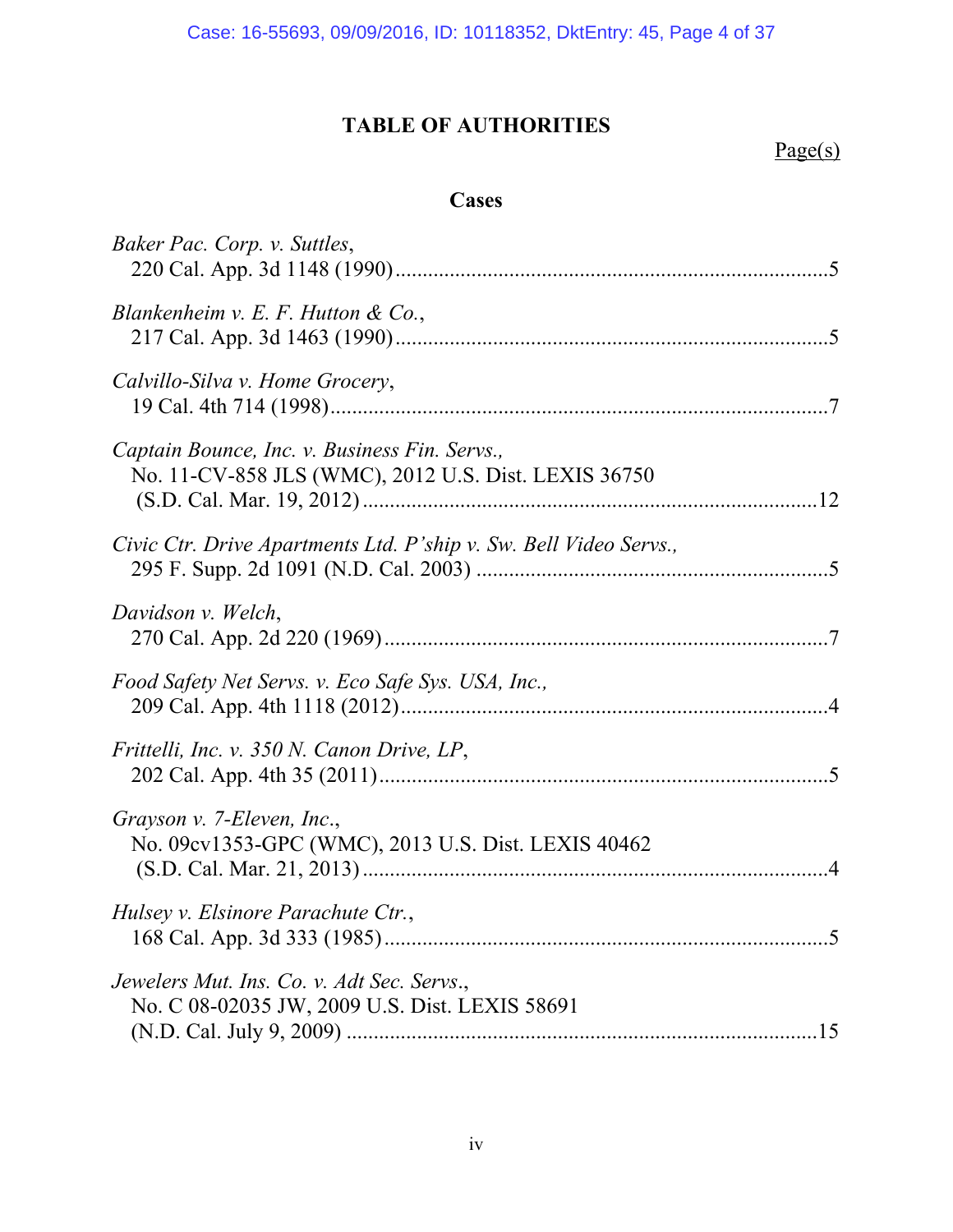# TABLE OF AUTHORITIES

Page(s)

## Cases

*Baker Pac. Corp. v. Suttles*,
220 Cal. App. 3d 1148 (1990)..................................................................................5

*Blankenheim v. E. F. Hutton & Co.*,
217 Cal. App. 3d 1463 (1990)..................................................................................5

*Calvillo-Silva v. Home Grocery*,
19 Cal. 4th 714 (1998)..............................................................................................7

*Captain Bounce, Inc. v. Business Fin. Servs.*,
No. 11-CV-858 JLS (WMC), 2012 U.S. Dist. LEXIS 36750
(S.D. Cal. Mar. 19, 2012).......................................................................................12

*Civic Ctr. Drive Apartments Ltd. P'ship v. Sw. Bell Video Servs.*,
295 F. Supp. 2d 1091 (N.D. Cal. 2003) ...................................................................5

*Davidson v. Welch*,
270 Cal. App. 2d 220 (1969)....................................................................................7

*Food Safety Net Servs. v. Eco Safe Sys. USA, Inc.*,
209 Cal. App. 4th 1118 (2012).................................................................................4

*Frittelli, Inc. v. 350 N. Canon Drive, LP*,
202 Cal. App. 4th 35 (2011).....................................................................................5

*Grayson v. 7-Eleven, Inc*.,
No. 09cv1353-GPC (WMC), 2013 U.S. Dist. LEXIS 40462
(S.D. Cal. Mar. 21, 2013).........................................................................................4

*Hulsey v. Elsinore Parachute Ctr.*,
168 Cal. App. 3d 333 (1985)....................................................................................5

*Jewelers Mut. Ins. Co. v. Adt Sec. Servs*.,
No. C 08-02035 JW, 2009 U.S. Dist. LEXIS 58691
(N.D. Cal. July 9, 2009) .........................................................................................15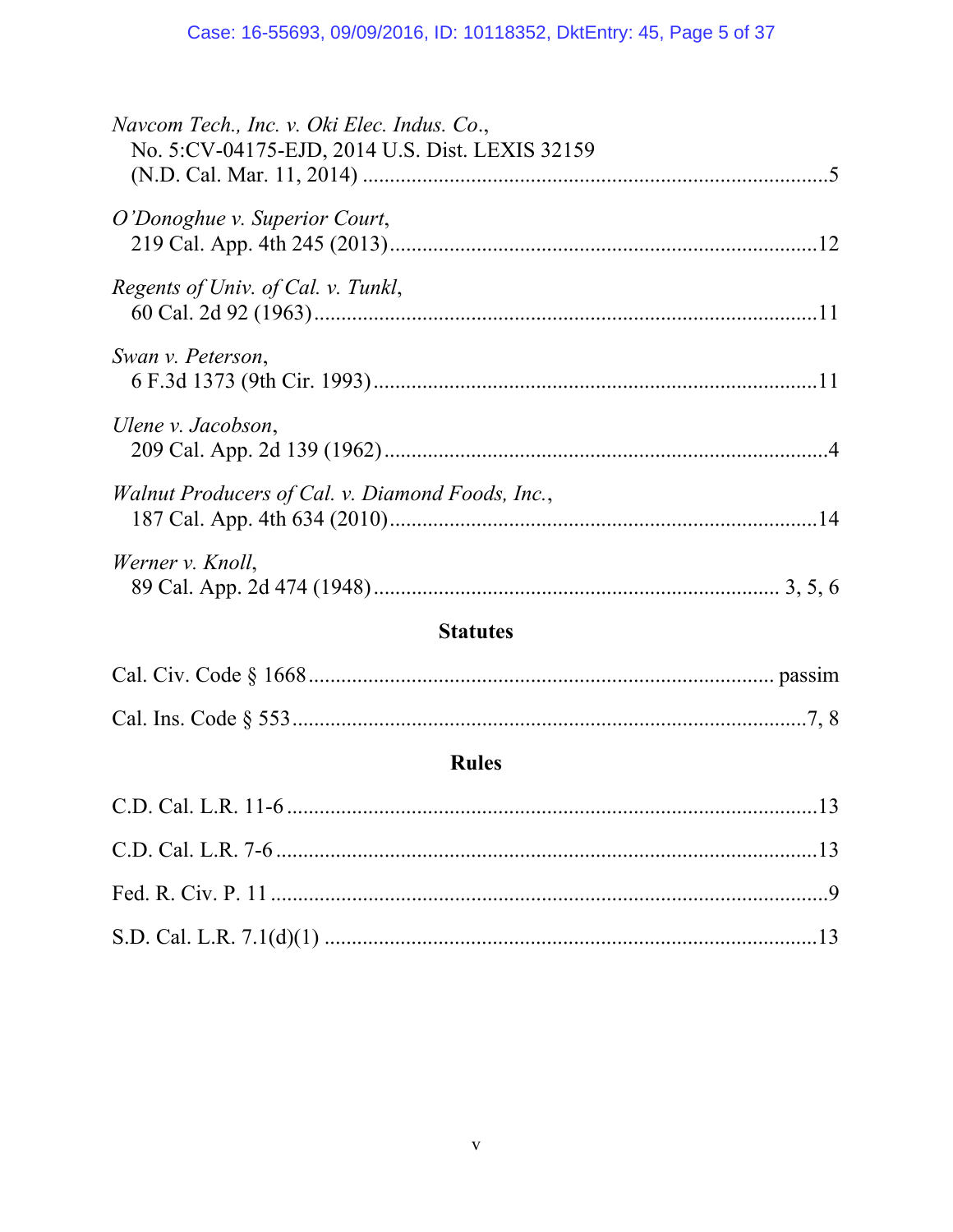*Navcom Tech., Inc. v. Oki Elec. Indus. Co.*,
No. 5:CV-04175-EJD, 2014 U.S. Dist. LEXIS 32159
(N.D. Cal. Mar. 11, 2014) ....................................................................................5

*O'Donoghue v. Superior Court*,
219 Cal. App. 4th 245 (2013)...........................................................................12

*Regents of Univ. of Cal. v. Tunkl*,
60 Cal. 2d 92 (1963)..........................................................................................11

*Swan v. Peterson*,
6 F.3d 1373 (9th Cir. 1993)...............................................................................11

*Ulene v. Jacobson*,
209 Cal. App. 2d 139 (1962)...............................................................................4

*Walnut Producers of Cal. v. Diamond Foods, Inc.*,
187 Cal. App. 4th 634 (2010).............................................................................14

*Werner v. Knoll*,
89 Cal. App. 2d 474 (1948)........................................................................ 3, 5, 6

## Statutes

Cal. Civ. Code § 1668................................................................................. passim

Cal. Ins. Code § 553..............................................................................................7, 8

## Rules

C.D. Cal. L.R. 11-6 ................................................................................................13

C.D. Cal. L.R. 7-6 ..................................................................................................13

Fed. R. Civ. P. 11 .....................................................................................................9

S.D. Cal. L.R. 7.1(d)(1) .........................................................................................13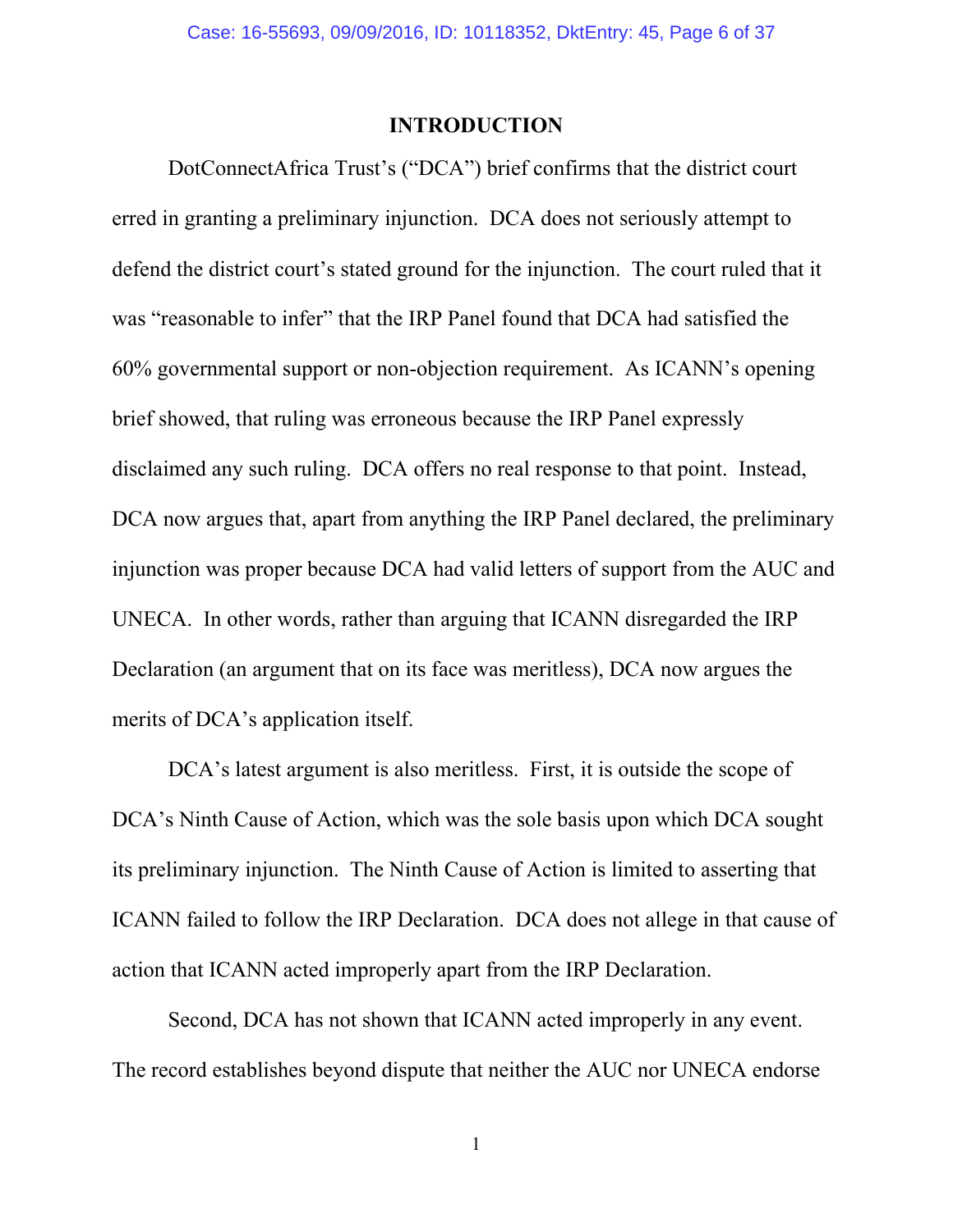## INTRODUCTION

DotConnectAfrica Trust's ("DCA") brief confirms that the district court erred in granting a preliminary injunction. DCA does not seriously attempt to defend the district court's stated ground for the injunction. The court ruled that it was "reasonable to infer" that the IRP Panel found that DCA had satisfied the 60% governmental support or non-objection requirement. As ICANN's opening brief showed, that ruling was erroneous because the IRP Panel expressly disclaimed any such ruling. DCA offers no real response to that point. Instead, DCA now argues that, apart from anything the IRP Panel declared, the preliminary injunction was proper because DCA had valid letters of support from the AUC and UNECA. In other words, rather than arguing that ICANN disregarded the IRP Declaration (an argument that on its face was meritless), DCA now argues the merits of DCA's application itself.

DCA's latest argument is also meritless. First, it is outside the scope of DCA's Ninth Cause of Action, which was the sole basis upon which DCA sought its preliminary injunction. The Ninth Cause of Action is limited to asserting that ICANN failed to follow the IRP Declaration. DCA does not allege in that cause of action that ICANN acted improperly apart from the IRP Declaration.

Second, DCA has not shown that ICANN acted improperly in any event. The record establishes beyond dispute that neither the AUC nor UNECA endorse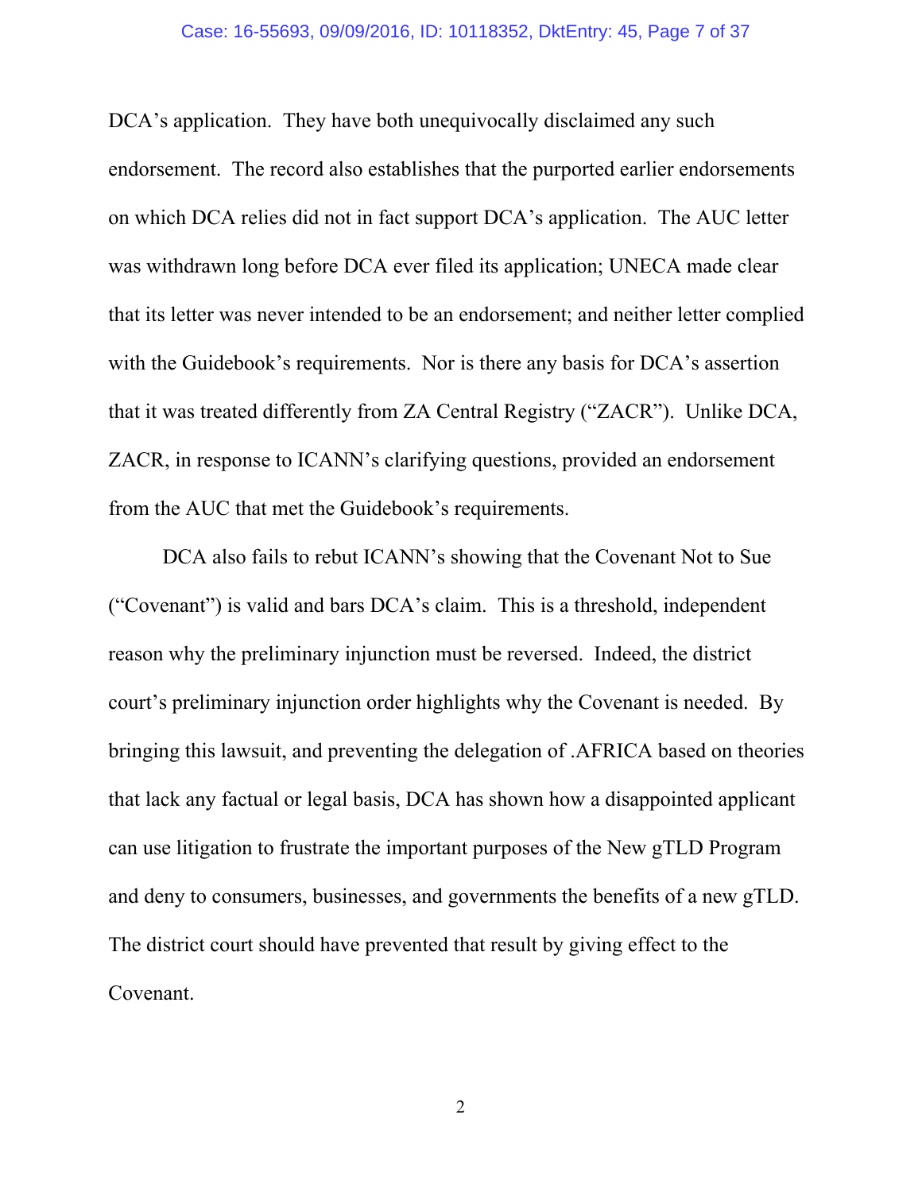DCA's application. They have both unequivocally disclaimed any such endorsement. The record also establishes that the purported earlier endorsements on which DCA relies did not in fact support DCA's application. The AUC letter was withdrawn long before DCA ever filed its application; UNECA made clear that its letter was never intended to be an endorsement; and neither letter complied with the Guidebook's requirements. Nor is there any basis for DCA's assertion that it was treated differently from ZA Central Registry ("ZACR"). Unlike DCA, ZACR, in response to ICANN's clarifying questions, provided an endorsement from the AUC that met the Guidebook's requirements.

DCA also fails to rebut ICANN's showing that the Covenant Not to Sue ("Covenant") is valid and bars DCA's claim. This is a threshold, independent reason why the preliminary injunction must be reversed. Indeed, the district court's preliminary injunction order highlights why the Covenant is needed. By bringing this lawsuit, and preventing the delegation of .AFRICA based on theories that lack any factual or legal basis, DCA has shown how a disappointed applicant can use litigation to frustrate the important purposes of the New gTLD Program and deny to consumers, businesses, and governments the benefits of a new gTLD. The district court should have prevented that result by giving effect to the Covenant.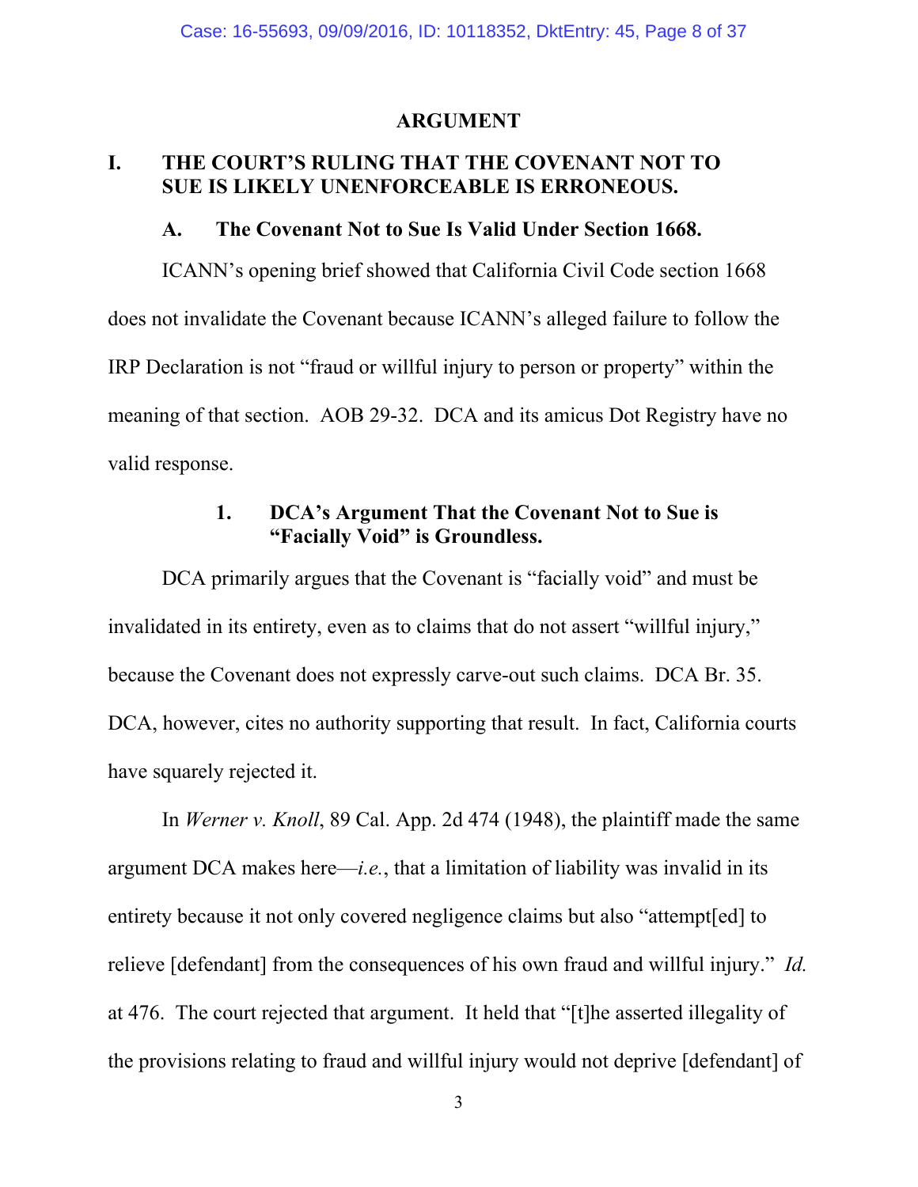## ARGUMENT

### I. THE COURT'S RULING THAT THE COVENANT NOT TO SUE IS LIKELY UNENFORCEABLE IS ERRONEOUS.

#### A. The Covenant Not to Sue Is Valid Under Section 1668.

ICANN's opening brief showed that California Civil Code section 1668 does not invalidate the Covenant because ICANN's alleged failure to follow the IRP Declaration is not "fraud or willful injury to person or property" within the meaning of that section. AOB 29-32. DCA and its amicus Dot Registry have no valid response.

##### 1. DCA's Argument That the Covenant Not to Sue is "Facially Void" is Groundless.

DCA primarily argues that the Covenant is "facially void" and must be invalidated in its entirety, even as to claims that do not assert "willful injury," because the Covenant does not expressly carve-out such claims. DCA Br. 35. DCA, however, cites no authority supporting that result. In fact, California courts have squarely rejected it.

In *Werner v. Knoll*, 89 Cal. App. 2d 474 (1948), the plaintiff made the same argument DCA makes here—*i.e.*, that a limitation of liability was invalid in its entirety because it not only covered negligence claims but also "attempt[ed] to relieve [defendant] from the consequences of his own fraud and willful injury." *Id.* at 476. The court rejected that argument. It held that "[t]he asserted illegality of the provisions relating to fraud and willful injury would not deprive [defendant] of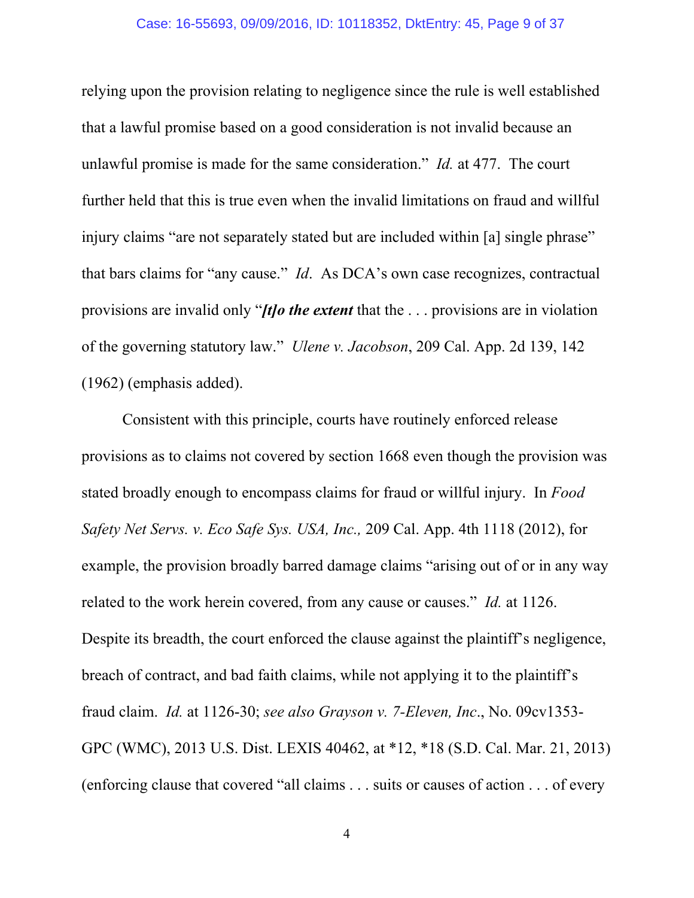relying upon the provision relating to negligence since the rule is well established that a lawful promise based on a good consideration is not invalid because an unlawful promise is made for the same consideration." *Id.* at 477. The court further held that this is true even when the invalid limitations on fraud and willful injury claims "are not separately stated but are included within [a] single phrase" that bars claims for "any cause." *Id*. As DCA's own case recognizes, contractual provisions are invalid only "***[t]o the extent*** that the . . . provisions are in violation of the governing statutory law." *Ulene v. Jacobson*, 209 Cal. App. 2d 139, 142 (1962) (emphasis added).

Consistent with this principle, courts have routinely enforced release provisions as to claims not covered by section 1668 even though the provision was stated broadly enough to encompass claims for fraud or willful injury. In *Food Safety Net Servs. v. Eco Safe Sys. USA, Inc.,* 209 Cal. App. 4th 1118 (2012), for example, the provision broadly barred damage claims "arising out of or in any way related to the work herein covered, from any cause or causes." *Id.* at 1126. Despite its breadth, the court enforced the clause against the plaintiff's negligence, breach of contract, and bad faith claims, while not applying it to the plaintiff's fraud claim. *Id.* at 1126-30; *see also Grayson v. 7-Eleven, Inc*., No. 09cv1353-GPC (WMC), 2013 U.S. Dist. LEXIS 40462, at *12, *18 (S.D. Cal. Mar. 21, 2013) (enforcing clause that covered "all claims . . . suits or causes of action . . . of every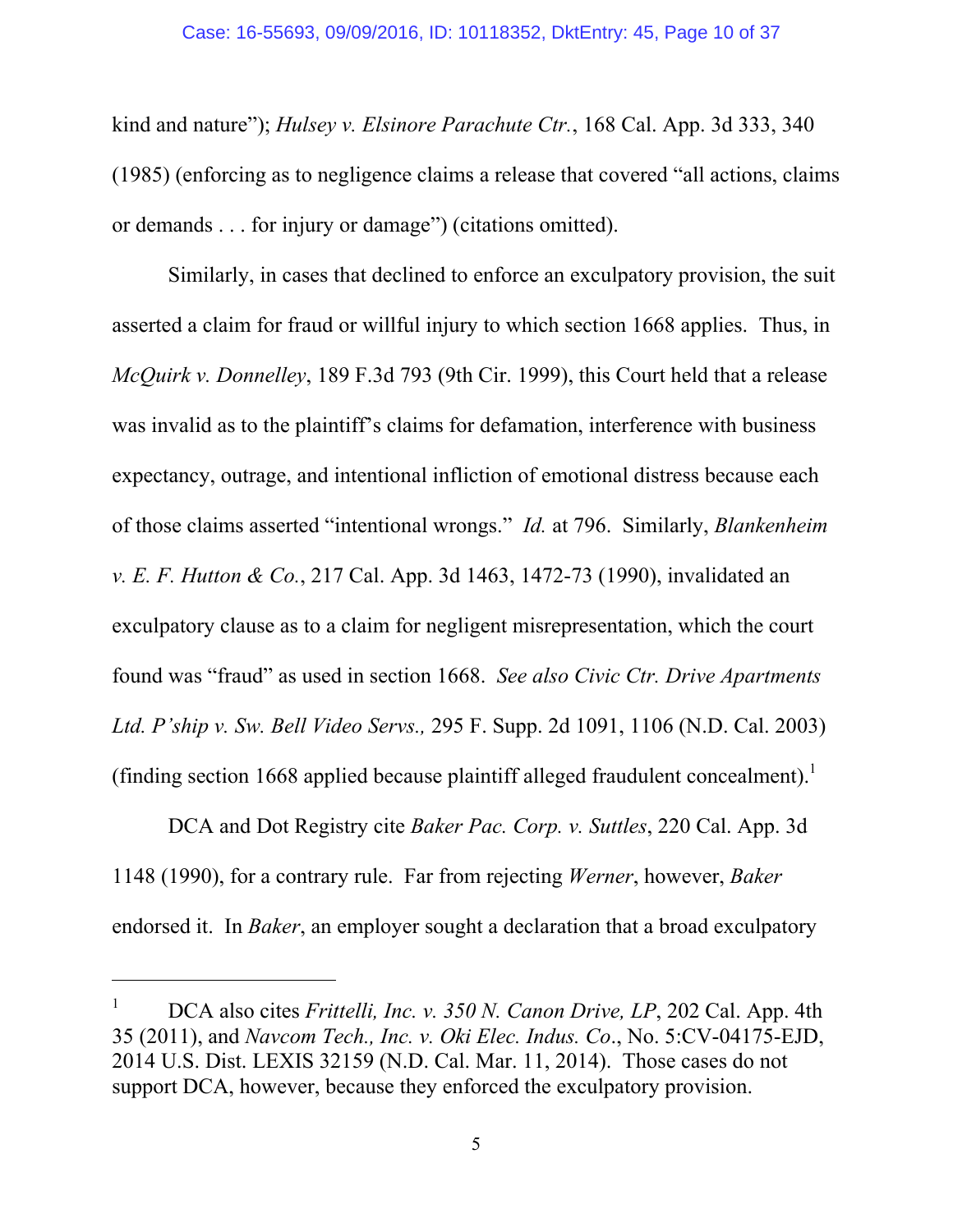kind and nature"); *Hulsey v. Elsinore Parachute Ctr.*, 168 Cal. App. 3d 333, 340 (1985) (enforcing as to negligence claims a release that covered "all actions, claims or demands . . . for injury or damage") (citations omitted).

Similarly, in cases that declined to enforce an exculpatory provision, the suit asserted a claim for fraud or willful injury to which section 1668 applies. Thus, in *McQuirk v. Donnelley*, 189 F.3d 793 (9th Cir. 1999), this Court held that a release was invalid as to the plaintiff's claims for defamation, interference with business expectancy, outrage, and intentional infliction of emotional distress because each of those claims asserted "intentional wrongs." *Id.* at 796. Similarly, *Blankenheim v. E. F. Hutton & Co.*, 217 Cal. App. 3d 1463, 1472-73 (1990), invalidated an exculpatory clause as to a claim for negligent misrepresentation, which the court found was "fraud" as used in section 1668. *See also Civic Ctr. Drive Apartments Ltd. P'ship v. Sw. Bell Video Servs.,* 295 F. Supp. 2d 1091, 1106 (N.D. Cal. 2003) (finding section 1668 applied because plaintiff alleged fraudulent concealment).[1]

DCA and Dot Registry cite *Baker Pac. Corp. v. Suttles*, 220 Cal. App. 3d 1148 (1990), for a contrary rule. Far from rejecting *Werner*, however, *Baker* endorsed it. In *Baker*, an employer sought a declaration that a broad exculpatory

---

[1] DCA also cites *Frittelli, Inc. v. 350 N. Canon Drive, LP*, 202 Cal. App. 4th 35 (2011), and *Navcom Tech., Inc. v. Oki Elec. Indus. Co.*, No. 5:CV-04175-EJD, 2014 U.S. Dist. LEXIS 32159 (N.D. Cal. Mar. 11, 2014). Those cases do not support DCA, however, because they enforced the exculpatory provision.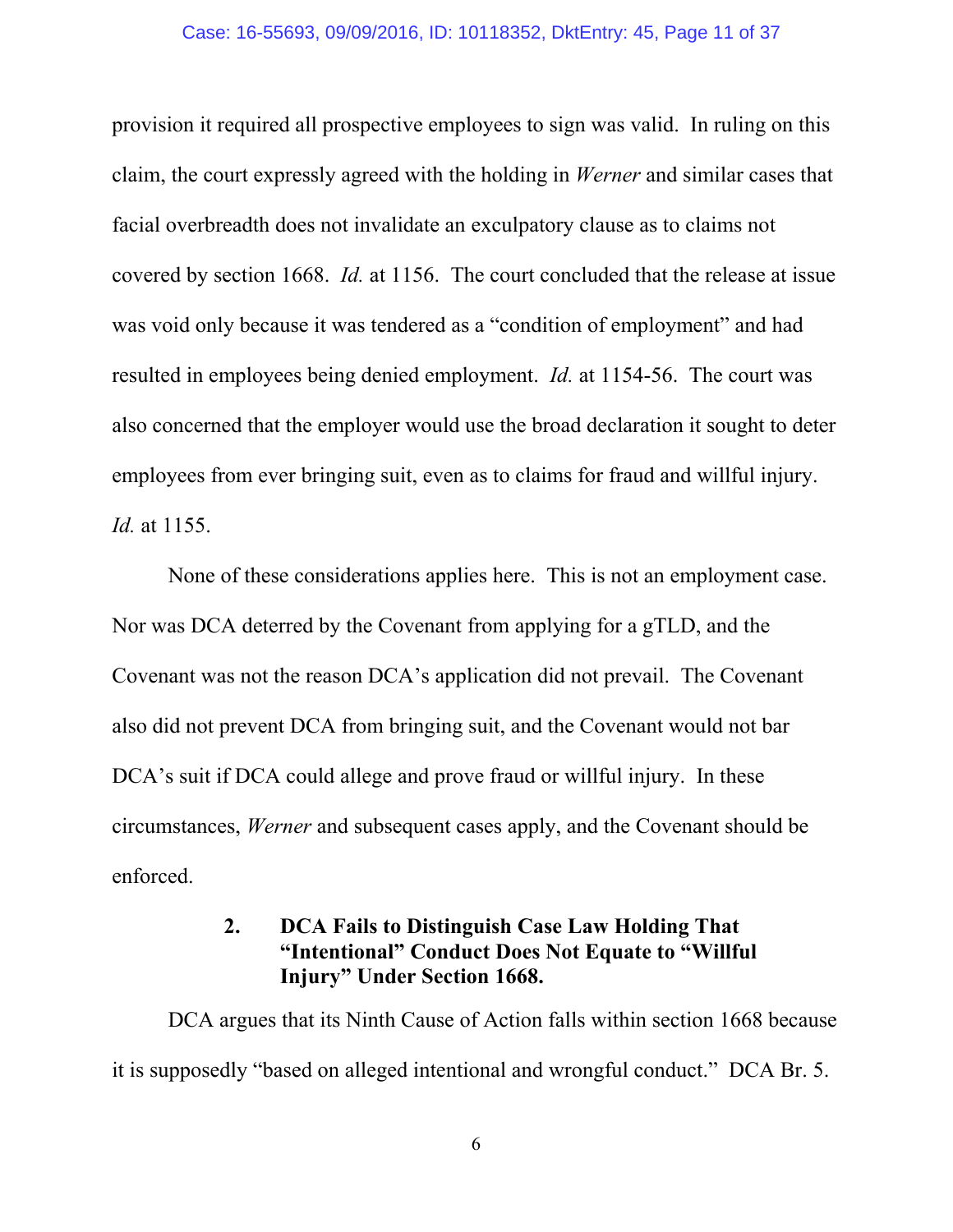provision it required all prospective employees to sign was valid. In ruling on this claim, the court expressly agreed with the holding in *Werner* and similar cases that facial overbreadth does not invalidate an exculpatory clause as to claims not covered by section 1668. *Id.* at 1156. The court concluded that the release at issue was void only because it was tendered as a "condition of employment" and had resulted in employees being denied employment. *Id.* at 1154-56. The court was also concerned that the employer would use the broad declaration it sought to deter employees from ever bringing suit, even as to claims for fraud and willful injury. *Id.* at 1155.

None of these considerations applies here. This is not an employment case. Nor was DCA deterred by the Covenant from applying for a gTLD, and the Covenant was not the reason DCA's application did not prevail. The Covenant also did not prevent DCA from bringing suit, and the Covenant would not bar DCA's suit if DCA could allege and prove fraud or willful injury. In these circumstances, *Werner* and subsequent cases apply, and the Covenant should be enforced.

### 2. DCA Fails to Distinguish Case Law Holding That "Intentional" Conduct Does Not Equate to "Willful Injury" Under Section 1668.

DCA argues that its Ninth Cause of Action falls within section 1668 because it is supposedly "based on alleged intentional and wrongful conduct." DCA Br. 5.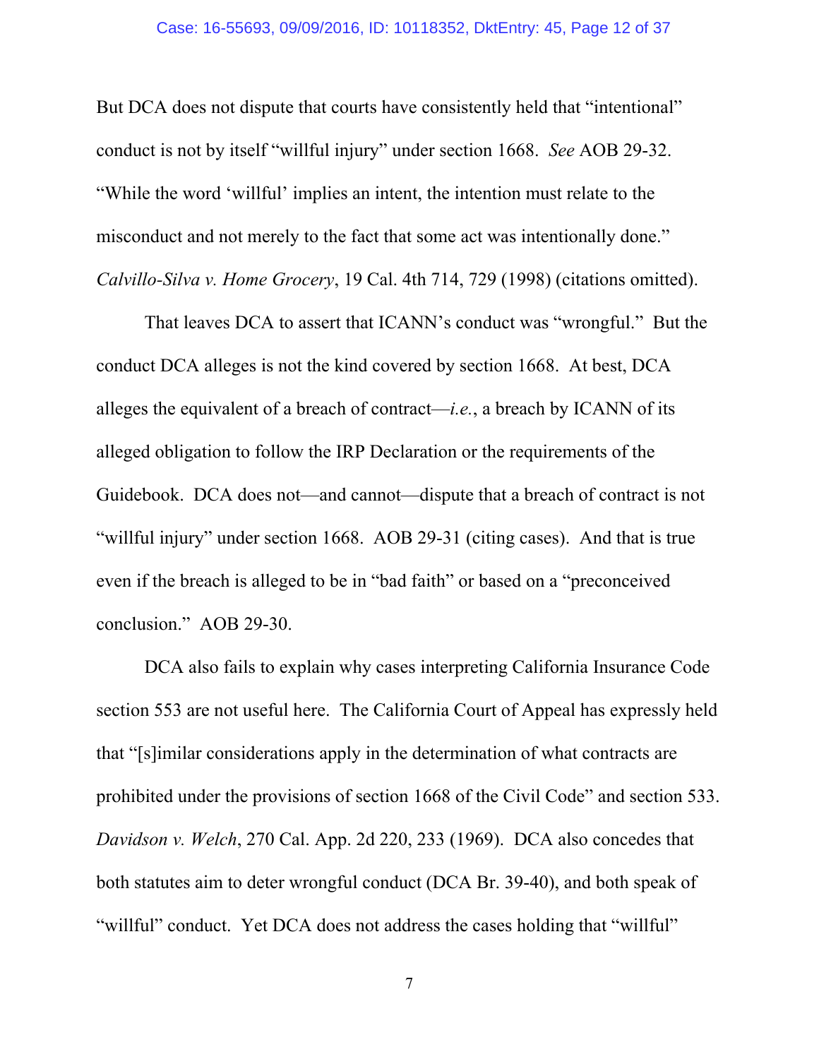But DCA does not dispute that courts have consistently held that "intentional" conduct is not by itself "willful injury" under section 1668. *See* AOB 29-32. "While the word 'willful' implies an intent, the intention must relate to the misconduct and not merely to the fact that some act was intentionally done." *Calvillo-Silva v. Home Grocery*, 19 Cal. 4th 714, 729 (1998) (citations omitted).

That leaves DCA to assert that ICANN's conduct was "wrongful." But the conduct DCA alleges is not the kind covered by section 1668. At best, DCA alleges the equivalent of a breach of contract—*i.e.*, a breach by ICANN of its alleged obligation to follow the IRP Declaration or the requirements of the Guidebook. DCA does not—and cannot—dispute that a breach of contract is not "willful injury" under section 1668. AOB 29-31 (citing cases). And that is true even if the breach is alleged to be in "bad faith" or based on a "preconceived conclusion." AOB 29-30.

DCA also fails to explain why cases interpreting California Insurance Code section 553 are not useful here. The California Court of Appeal has expressly held that "[s]imilar considerations apply in the determination of what contracts are prohibited under the provisions of section 1668 of the Civil Code" and section 533. *Davidson v. Welch*, 270 Cal. App. 2d 220, 233 (1969). DCA also concedes that both statutes aim to deter wrongful conduct (DCA Br. 39-40), and both speak of "willful" conduct. Yet DCA does not address the cases holding that "willful"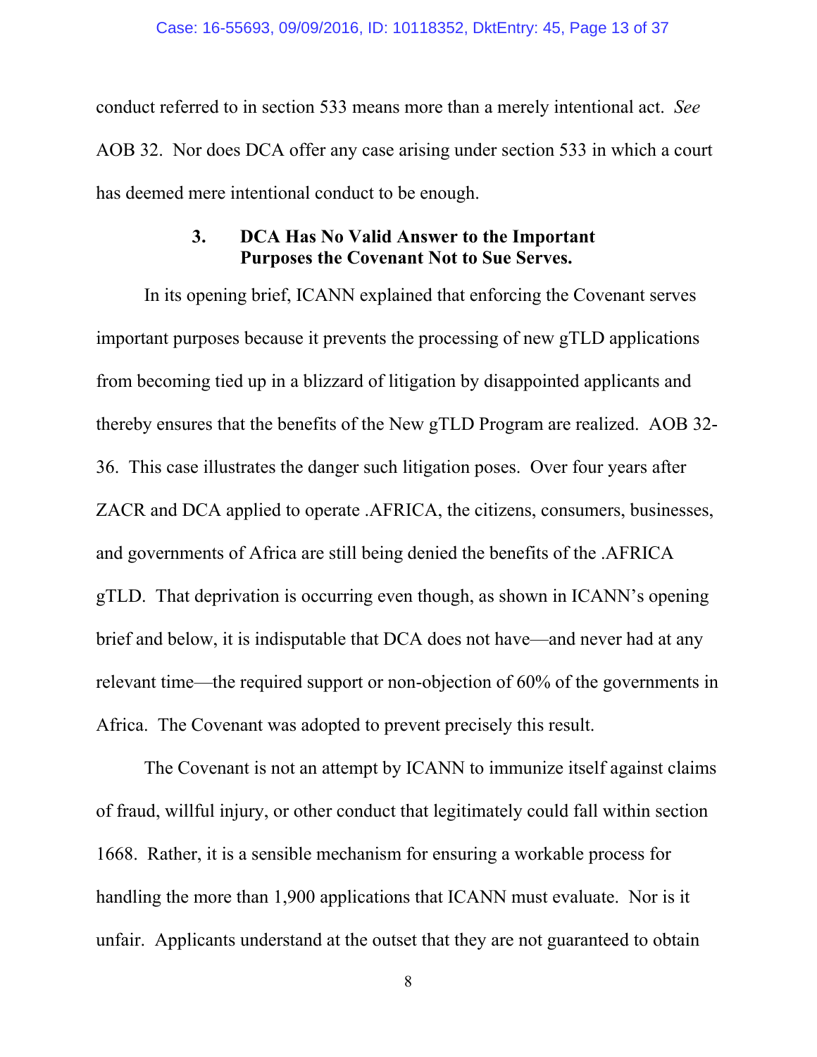conduct referred to in section 533 means more than a merely intentional act. *See* AOB 32. Nor does DCA offer any case arising under section 533 in which a court has deemed mere intentional conduct to be enough.

### 3. DCA Has No Valid Answer to the Important Purposes the Covenant Not to Sue Serves.

In its opening brief, ICANN explained that enforcing the Covenant serves important purposes because it prevents the processing of new gTLD applications from becoming tied up in a blizzard of litigation by disappointed applicants and thereby ensures that the benefits of the New gTLD Program are realized. AOB 32-36. This case illustrates the danger such litigation poses. Over four years after ZACR and DCA applied to operate .AFRICA, the citizens, consumers, businesses, and governments of Africa are still being denied the benefits of the .AFRICA gTLD. That deprivation is occurring even though, as shown in ICANN's opening brief and below, it is indisputable that DCA does not have—and never had at any relevant time—the required support or non-objection of 60% of the governments in Africa. The Covenant was adopted to prevent precisely this result.

The Covenant is not an attempt by ICANN to immunize itself against claims of fraud, willful injury, or other conduct that legitimately could fall within section 1668. Rather, it is a sensible mechanism for ensuring a workable process for handling the more than 1,900 applications that ICANN must evaluate. Nor is it unfair. Applicants understand at the outset that they are not guaranteed to obtain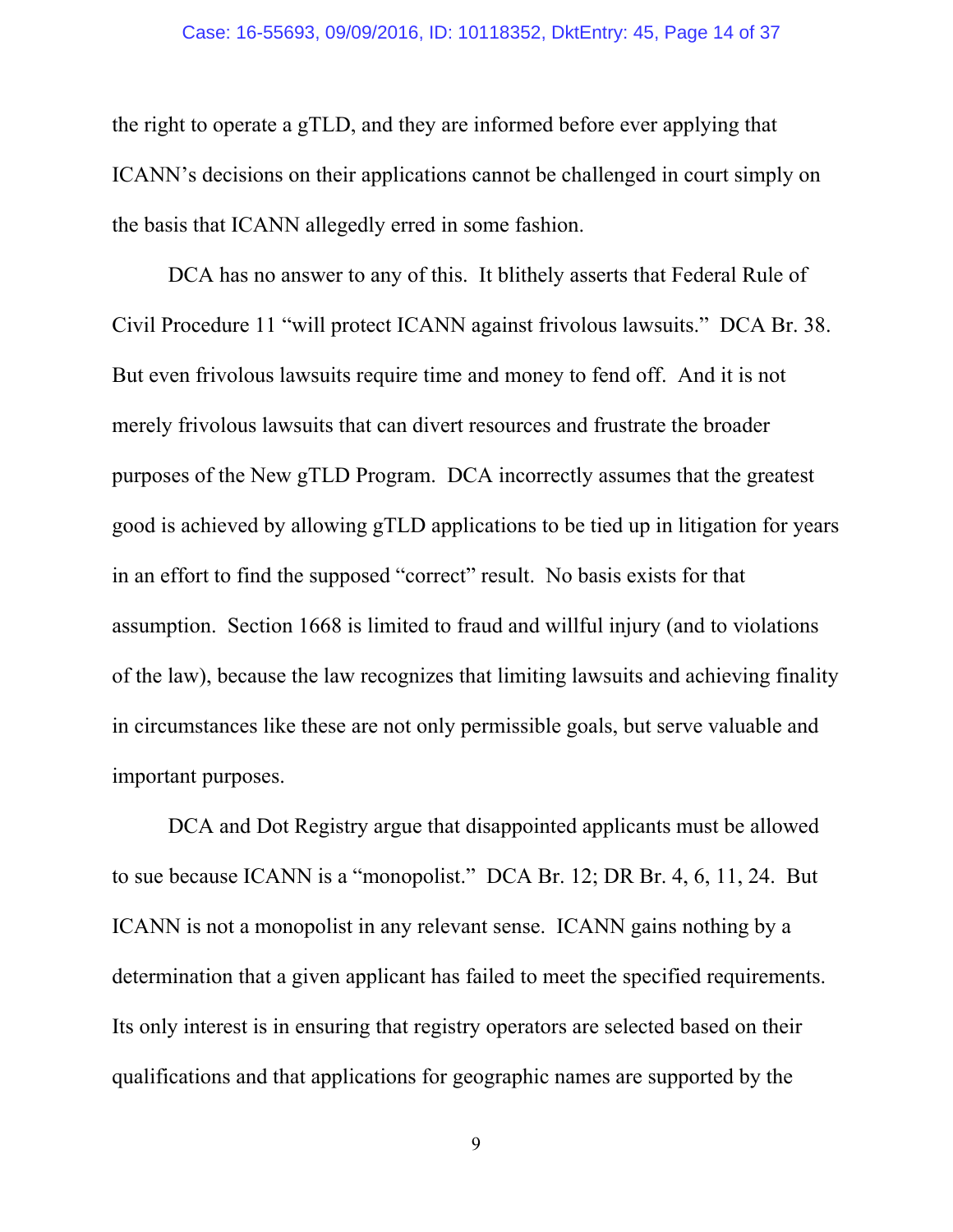the right to operate a gTLD, and they are informed before ever applying that ICANN's decisions on their applications cannot be challenged in court simply on the basis that ICANN allegedly erred in some fashion.

DCA has no answer to any of this. It blithely asserts that Federal Rule of Civil Procedure 11 "will protect ICANN against frivolous lawsuits." DCA Br. 38. But even frivolous lawsuits require time and money to fend off. And it is not merely frivolous lawsuits that can divert resources and frustrate the broader purposes of the New gTLD Program. DCA incorrectly assumes that the greatest good is achieved by allowing gTLD applications to be tied up in litigation for years in an effort to find the supposed "correct" result. No basis exists for that assumption. Section 1668 is limited to fraud and willful injury (and to violations of the law), because the law recognizes that limiting lawsuits and achieving finality in circumstances like these are not only permissible goals, but serve valuable and important purposes.

DCA and Dot Registry argue that disappointed applicants must be allowed to sue because ICANN is a "monopolist." DCA Br. 12; DR Br. 4, 6, 11, 24. But ICANN is not a monopolist in any relevant sense. ICANN gains nothing by a determination that a given applicant has failed to meet the specified requirements. Its only interest is in ensuring that registry operators are selected based on their qualifications and that applications for geographic names are supported by the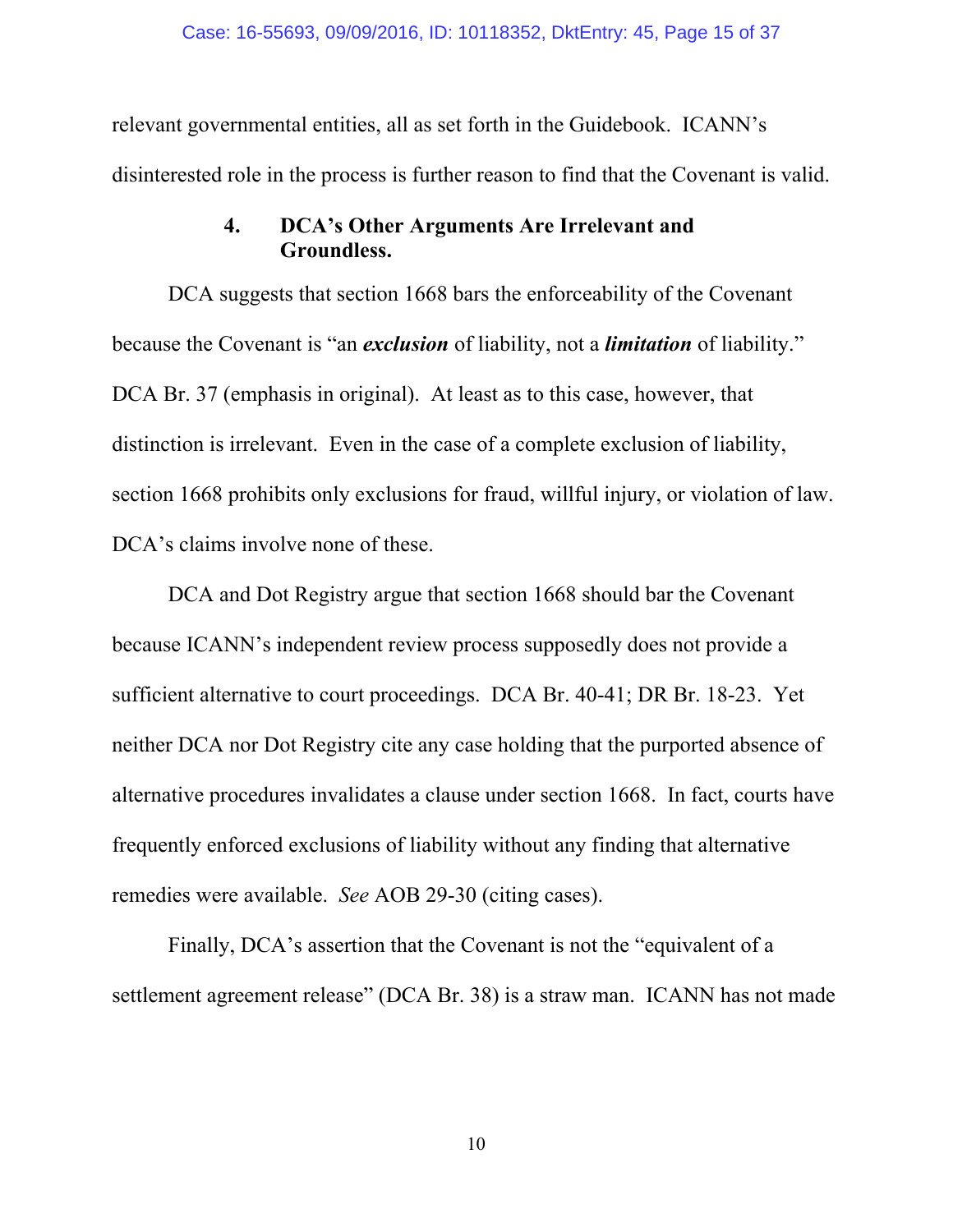relevant governmental entities, all as set forth in the Guidebook. ICANN's disinterested role in the process is further reason to find that the Covenant is valid.

#### 4. DCA's Other Arguments Are Irrelevant and Groundless.

DCA suggests that section 1668 bars the enforceability of the Covenant because the Covenant is "an ***exclusion*** of liability, not a ***limitation*** of liability." DCA Br. 37 (emphasis in original). At least as to this case, however, that distinction is irrelevant. Even in the case of a complete exclusion of liability, section 1668 prohibits only exclusions for fraud, willful injury, or violation of law. DCA's claims involve none of these.

DCA and Dot Registry argue that section 1668 should bar the Covenant because ICANN's independent review process supposedly does not provide a sufficient alternative to court proceedings. DCA Br. 40-41; DR Br. 18-23. Yet neither DCA nor Dot Registry cite any case holding that the purported absence of alternative procedures invalidates a clause under section 1668. In fact, courts have frequently enforced exclusions of liability without any finding that alternative remedies were available. *See* AOB 29-30 (citing cases).

Finally, DCA's assertion that the Covenant is not the "equivalent of a settlement agreement release" (DCA Br. 38) is a straw man. ICANN has not made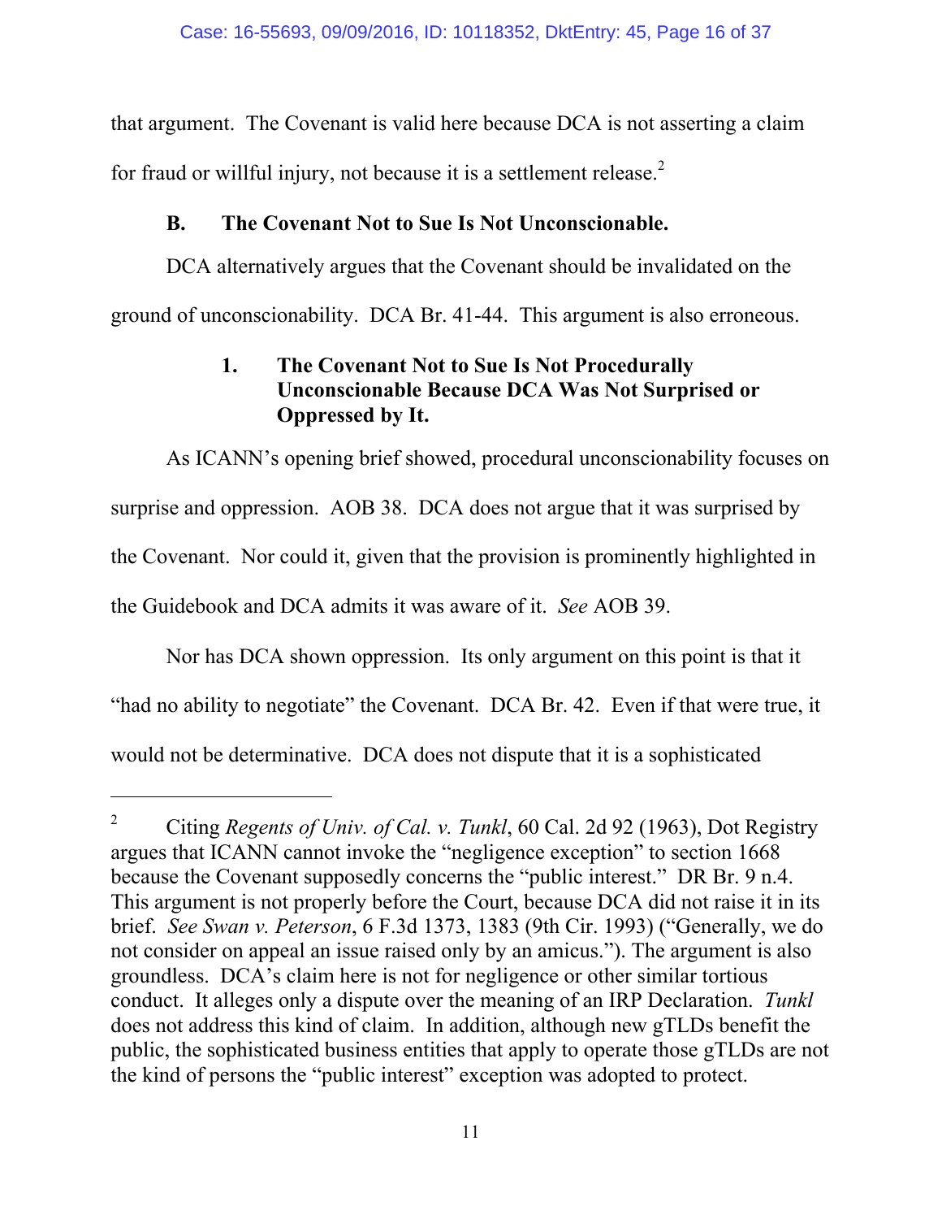that argument. The Covenant is valid here because DCA is not asserting a claim for fraud or willful injury, not because it is a settlement release.[2]

### B. The Covenant Not to Sue Is Not Unconscionable.

DCA alternatively argues that the Covenant should be invalidated on the ground of unconscionability. DCA Br. 41-44. This argument is also erroneous.

#### 1. The Covenant Not to Sue Is Not Procedurally Unconscionable Because DCA Was Not Surprised or Oppressed by It.

As ICANN's opening brief showed, procedural unconscionability focuses on surprise and oppression. AOB 38. DCA does not argue that it was surprised by the Covenant. Nor could it, given that the provision is prominently highlighted in the Guidebook and DCA admits it was aware of it. *See* AOB 39.

Nor has DCA shown oppression. Its only argument on this point is that it "had no ability to negotiate" the Covenant. DCA Br. 42. Even if that were true, it would not be determinative. DCA does not dispute that it is a sophisticated

---

[2] Citing *Regents of Univ. of Cal. v. Tunkl*, 60 Cal. 2d 92 (1963), Dot Registry argues that ICANN cannot invoke the "negligence exception" to section 1668 because the Covenant supposedly concerns the "public interest." DR Br. 9 n.4. This argument is not properly before the Court, because DCA did not raise it in its brief. *See Swan v. Peterson*, 6 F.3d 1373, 1383 (9th Cir. 1993) ("Generally, we do not consider on appeal an issue raised only by an amicus."). The argument is also groundless. DCA's claim here is not for negligence or other similar tortious conduct. It alleges only a dispute over the meaning of an IRP Declaration. *Tunkl* does not address this kind of claim. In addition, although new gTLDs benefit the public, the sophisticated business entities that apply to operate those gTLDs are not the kind of persons the "public interest" exception was adopted to protect.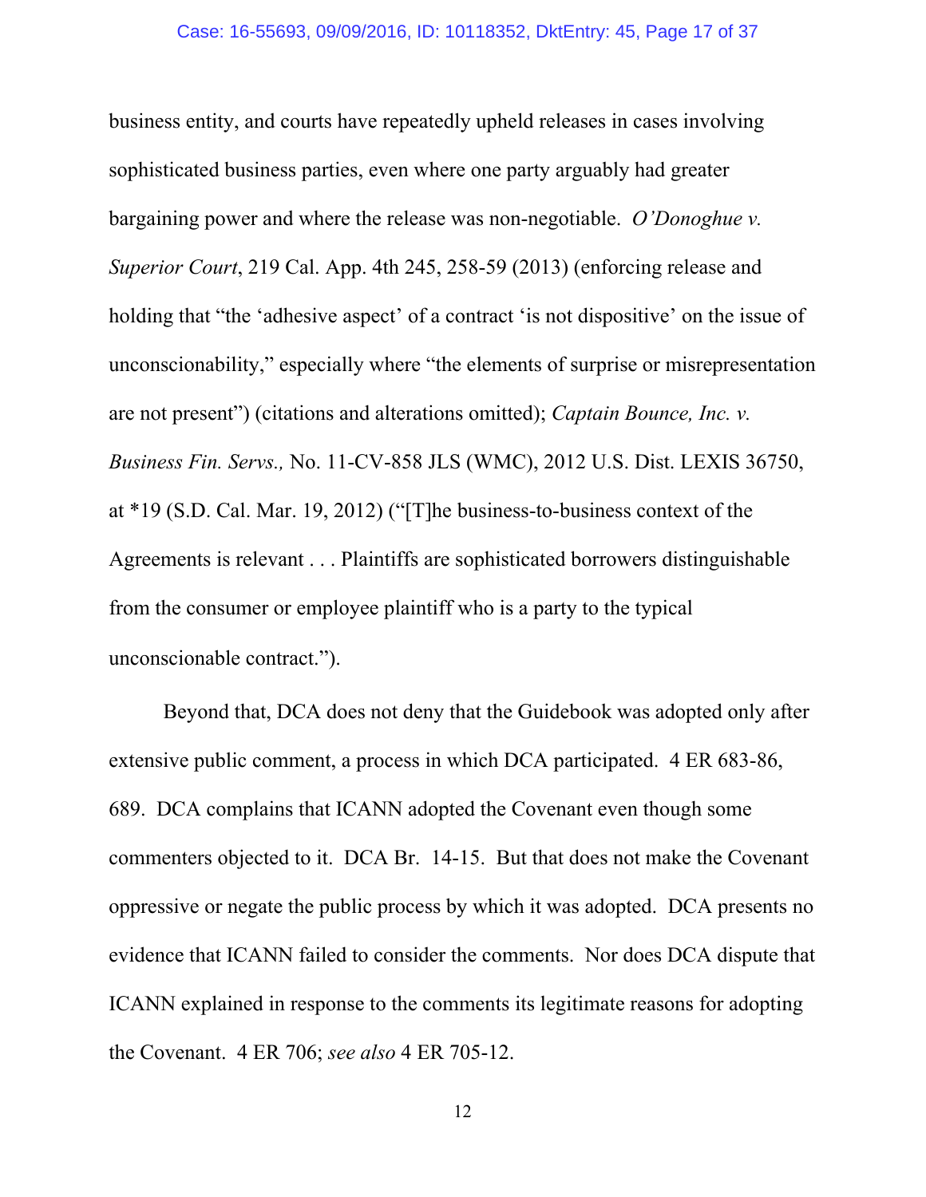business entity, and courts have repeatedly upheld releases in cases involving sophisticated business parties, even where one party arguably had greater bargaining power and where the release was non-negotiable. *O'Donoghue v. Superior Court*, 219 Cal. App. 4th 245, 258-59 (2013) (enforcing release and holding that "the 'adhesive aspect' of a contract 'is not dispositive' on the issue of unconscionability," especially where "the elements of surprise or misrepresentation are not present") (citations and alterations omitted); *Captain Bounce, Inc. v. Business Fin. Servs.,* No. 11-CV-858 JLS (WMC), 2012 U.S. Dist. LEXIS 36750, at *19 (S.D. Cal. Mar. 19, 2012) ("[T]he business-to-business context of the Agreements is relevant . . . Plaintiffs are sophisticated borrowers distinguishable from the consumer or employee plaintiff who is a party to the typical unconscionable contract.").

Beyond that, DCA does not deny that the Guidebook was adopted only after extensive public comment, a process in which DCA participated. 4 ER 683-86, 689. DCA complains that ICANN adopted the Covenant even though some commenters objected to it. DCA Br. 14-15. But that does not make the Covenant oppressive or negate the public process by which it was adopted. DCA presents no evidence that ICANN failed to consider the comments. Nor does DCA dispute that ICANN explained in response to the comments its legitimate reasons for adopting the Covenant. 4 ER 706; *see also* 4 ER 705-12.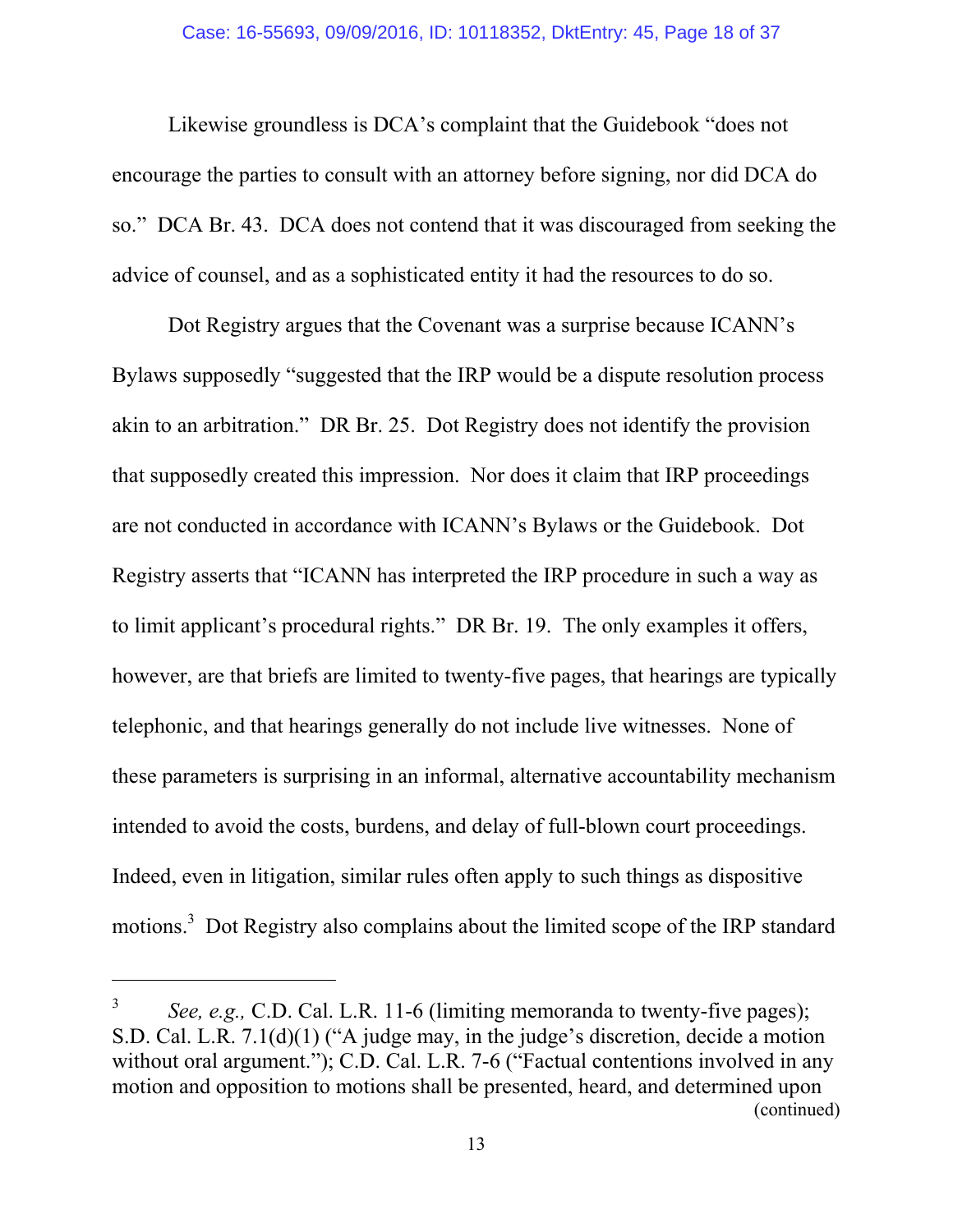Likewise groundless is DCA's complaint that the Guidebook "does not encourage the parties to consult with an attorney before signing, nor did DCA do so." DCA Br. 43. DCA does not contend that it was discouraged from seeking the advice of counsel, and as a sophisticated entity it had the resources to do so.

Dot Registry argues that the Covenant was a surprise because ICANN's Bylaws supposedly "suggested that the IRP would be a dispute resolution process akin to an arbitration." DR Br. 25. Dot Registry does not identify the provision that supposedly created this impression. Nor does it claim that IRP proceedings are not conducted in accordance with ICANN's Bylaws or the Guidebook. Dot Registry asserts that "ICANN has interpreted the IRP procedure in such a way as to limit applicant's procedural rights." DR Br. 19. The only examples it offers, however, are that briefs are limited to twenty-five pages, that hearings are typically telephonic, and that hearings generally do not include live witnesses. None of these parameters is surprising in an informal, alternative accountability mechanism intended to avoid the costs, burdens, and delay of full-blown court proceedings. Indeed, even in litigation, similar rules often apply to such things as dispositive motions.[3] Dot Registry also complains about the limited scope of the IRP standard

---

[3] *See, e.g.,* C.D. Cal. L.R. 11-6 (limiting memoranda to twenty-five pages); S.D. Cal. L.R. 7.1(d)(1) ("A judge may, in the judge's discretion, decide a motion without oral argument."); C.D. Cal. L.R. 7-6 ("Factual contentions involved in any motion and opposition to motions shall be presented, heard, and determined upon (continued)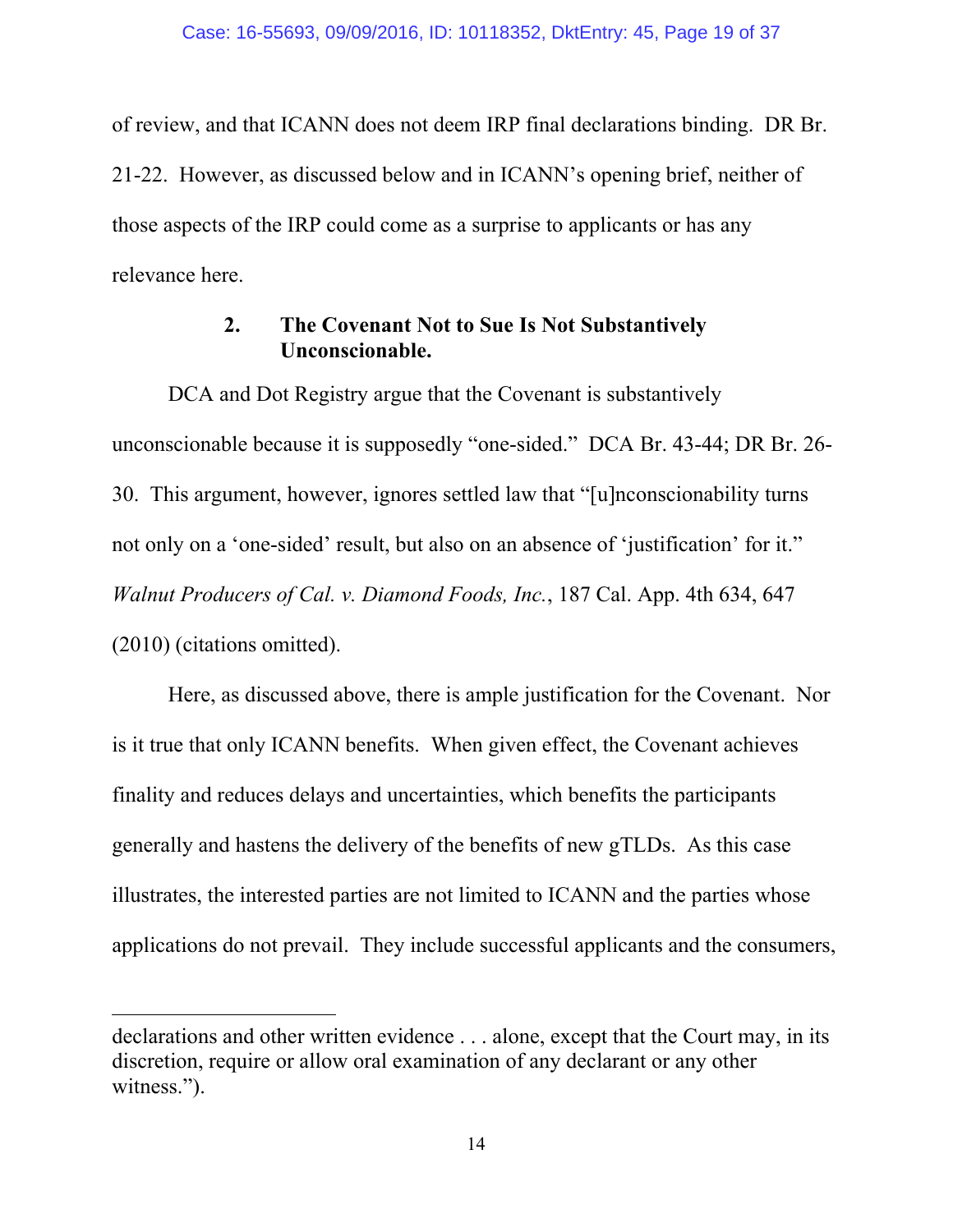of review, and that ICANN does not deem IRP final declarations binding. DR Br. 21-22. However, as discussed below and in ICANN's opening brief, neither of those aspects of the IRP could come as a surprise to applicants or has any relevance here.

### 2. The Covenant Not to Sue Is Not Substantively Unconscionable.

DCA and Dot Registry argue that the Covenant is substantively unconscionable because it is supposedly "one-sided." DCA Br. 43-44; DR Br. 26-30. This argument, however, ignores settled law that "[u]nconscionability turns not only on a 'one-sided' result, but also on an absence of 'justification' for it." *Walnut Producers of Cal. v. Diamond Foods, Inc.*, 187 Cal. App. 4th 634, 647 (2010) (citations omitted).

Here, as discussed above, there is ample justification for the Covenant. Nor is it true that only ICANN benefits. When given effect, the Covenant achieves finality and reduces delays and uncertainties, which benefits the participants generally and hastens the delivery of the benefits of new gTLDs. As this case illustrates, the interested parties are not limited to ICANN and the parties whose applications do not prevail. They include successful applicants and the consumers,

---

declarations and other written evidence . . . alone, except that the Court may, in its discretion, require or allow oral examination of any declarant or any other witness.").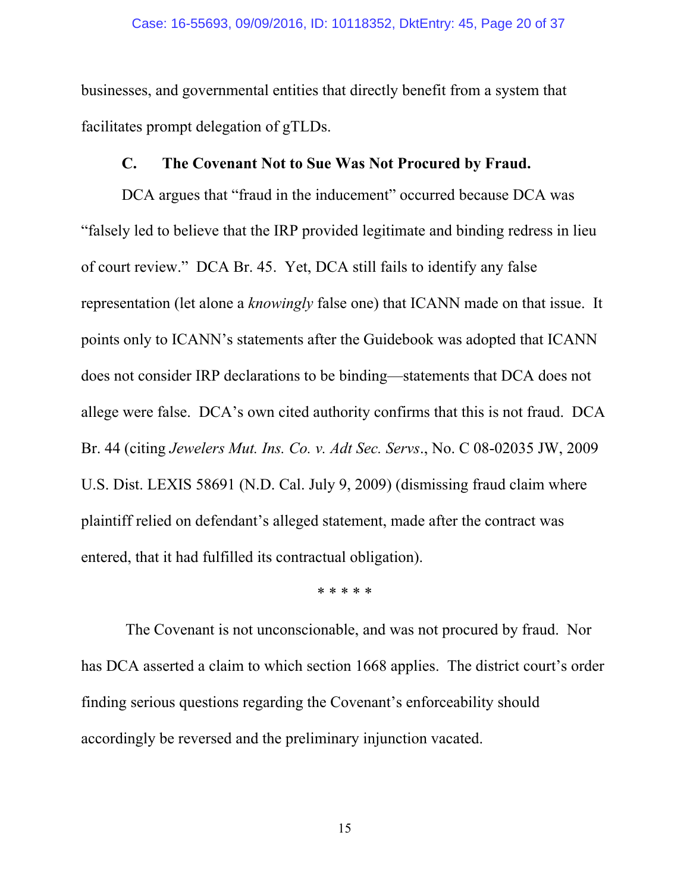businesses, and governmental entities that directly benefit from a system that facilitates prompt delegation of gTLDs.

### C. The Covenant Not to Sue Was Not Procured by Fraud.

DCA argues that "fraud in the inducement" occurred because DCA was "falsely led to believe that the IRP provided legitimate and binding redress in lieu of court review." DCA Br. 45. Yet, DCA still fails to identify any false representation (let alone a *knowingly* false one) that ICANN made on that issue. It points only to ICANN's statements after the Guidebook was adopted that ICANN does not consider IRP declarations to be binding—statements that DCA does not allege were false. DCA's own cited authority confirms that this is not fraud. DCA Br. 44 (citing *Jewelers Mut. Ins. Co. v. Adt Sec. Servs*., No. C 08-02035 JW, 2009 U.S. Dist. LEXIS 58691 (N.D. Cal. July 9, 2009) (dismissing fraud claim where plaintiff relied on defendant's alleged statement, made after the contract was entered, that it had fulfilled its contractual obligation).

\* \* \* \* \*

The Covenant is not unconscionable, and was not procured by fraud. Nor has DCA asserted a claim to which section 1668 applies. The district court's order finding serious questions regarding the Covenant's enforceability should accordingly be reversed and the preliminary injunction vacated.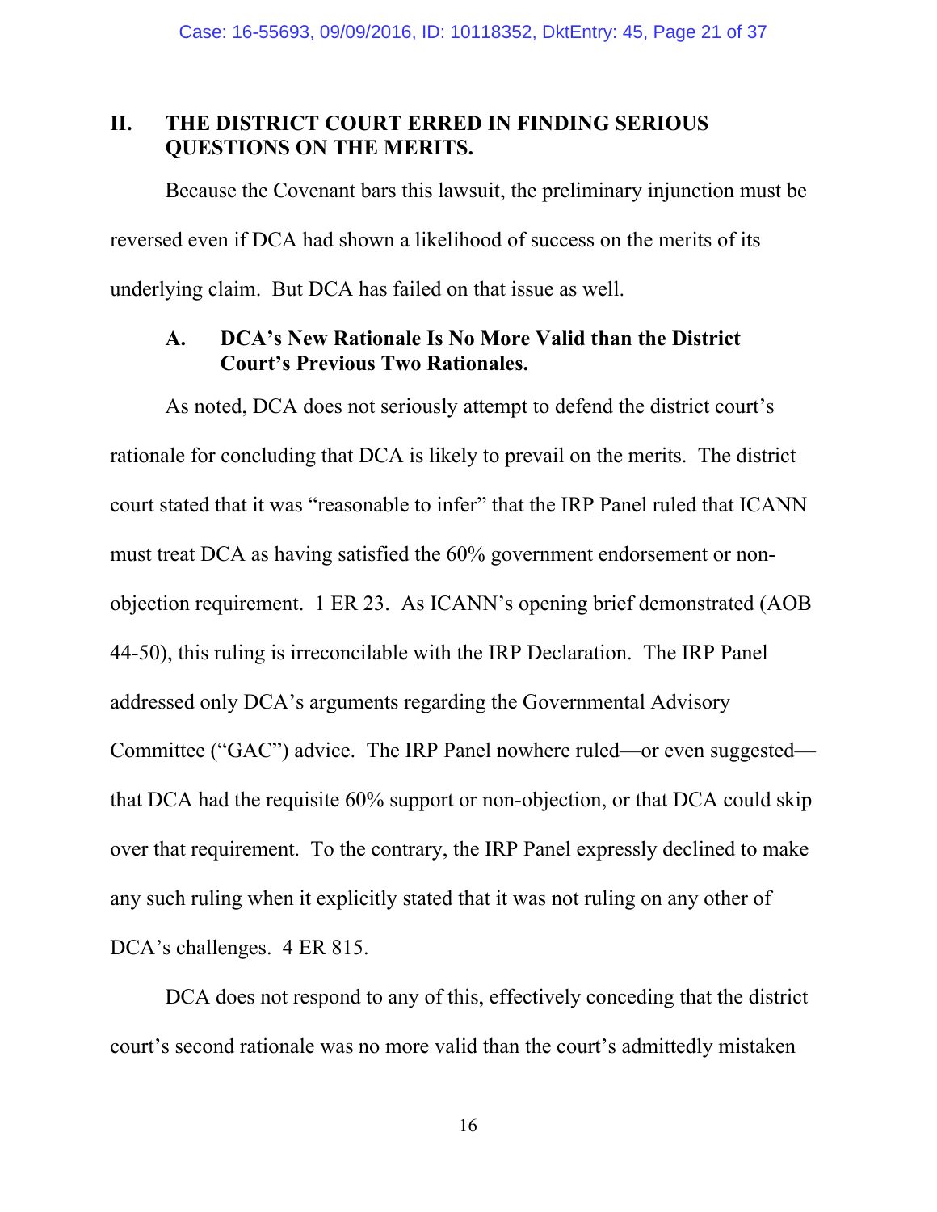## II. THE DISTRICT COURT ERRED IN FINDING SERIOUS QUESTIONS ON THE MERITS.

Because the Covenant bars this lawsuit, the preliminary injunction must be reversed even if DCA had shown a likelihood of success on the merits of its underlying claim. But DCA has failed on that issue as well.

### A. DCA's New Rationale Is No More Valid than the District Court's Previous Two Rationales.

As noted, DCA does not seriously attempt to defend the district court's rationale for concluding that DCA is likely to prevail on the merits. The district court stated that it was "reasonable to infer" that the IRP Panel ruled that ICANN must treat DCA as having satisfied the 60% government endorsement or non-objection requirement. 1 ER 23. As ICANN's opening brief demonstrated (AOB 44-50), this ruling is irreconcilable with the IRP Declaration. The IRP Panel addressed only DCA's arguments regarding the Governmental Advisory Committee ("GAC") advice. The IRP Panel nowhere ruled—or even suggested—that DCA had the requisite 60% support or non-objection, or that DCA could skip over that requirement. To the contrary, the IRP Panel expressly declined to make any such ruling when it explicitly stated that it was not ruling on any other of DCA's challenges. 4 ER 815.

DCA does not respond to any of this, effectively conceding that the district court's second rationale was no more valid than the court's admittedly mistaken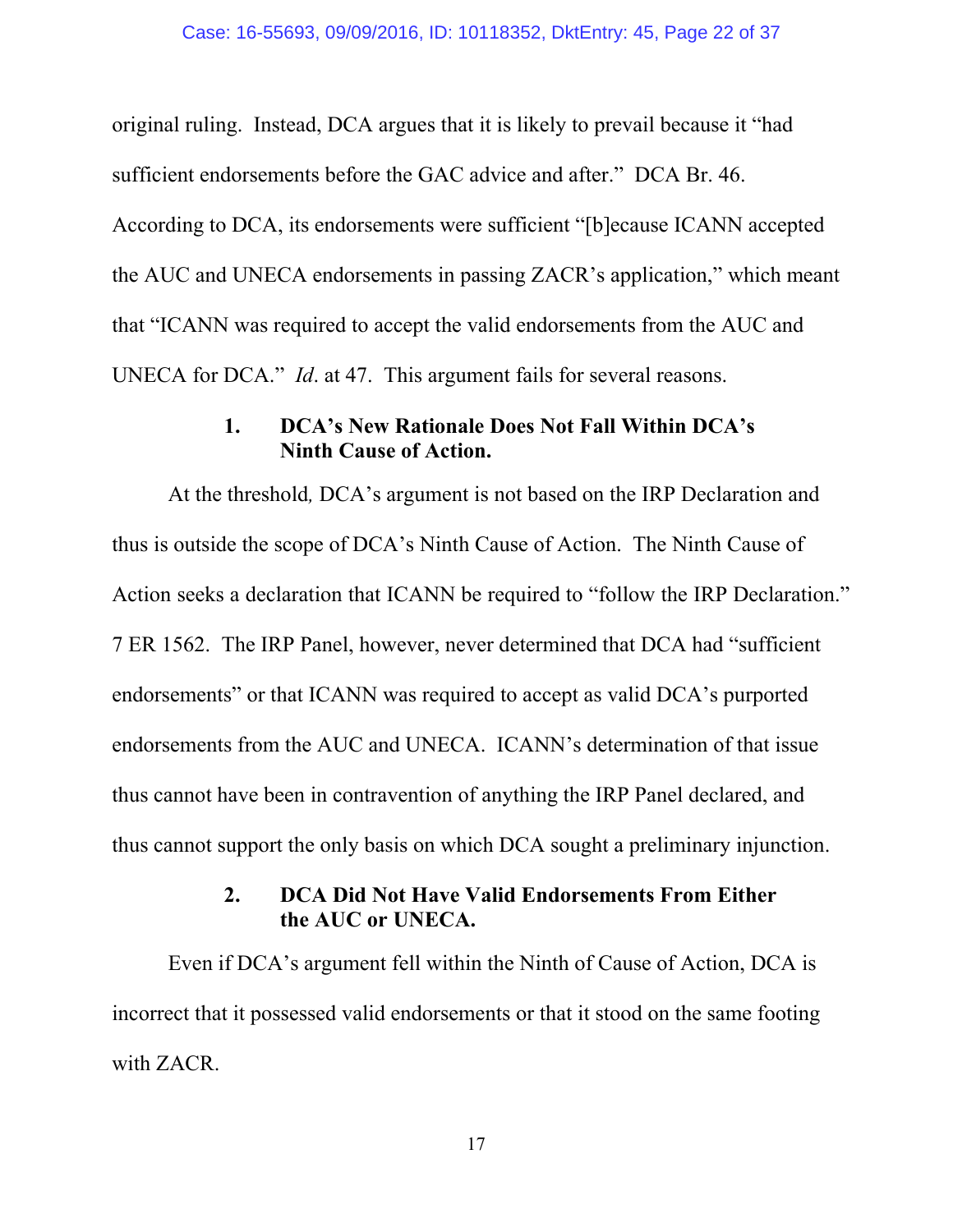original ruling. Instead, DCA argues that it is likely to prevail because it "had sufficient endorsements before the GAC advice and after." DCA Br. 46. According to DCA, its endorsements were sufficient "[b]ecause ICANN accepted the AUC and UNECA endorsements in passing ZACR's application," which meant that "ICANN was required to accept the valid endorsements from the AUC and UNECA for DCA." *Id*. at 47. This argument fails for several reasons.

### 1. DCA's New Rationale Does Not Fall Within DCA's Ninth Cause of Action.

At the threshold*,* DCA's argument is not based on the IRP Declaration and thus is outside the scope of DCA's Ninth Cause of Action. The Ninth Cause of Action seeks a declaration that ICANN be required to "follow the IRP Declaration." 7 ER 1562. The IRP Panel, however, never determined that DCA had "sufficient endorsements" or that ICANN was required to accept as valid DCA's purported endorsements from the AUC and UNECA. ICANN's determination of that issue thus cannot have been in contravention of anything the IRP Panel declared, and thus cannot support the only basis on which DCA sought a preliminary injunction.

### 2. DCA Did Not Have Valid Endorsements From Either the AUC or UNECA.

Even if DCA's argument fell within the Ninth of Cause of Action, DCA is incorrect that it possessed valid endorsements or that it stood on the same footing with ZACR.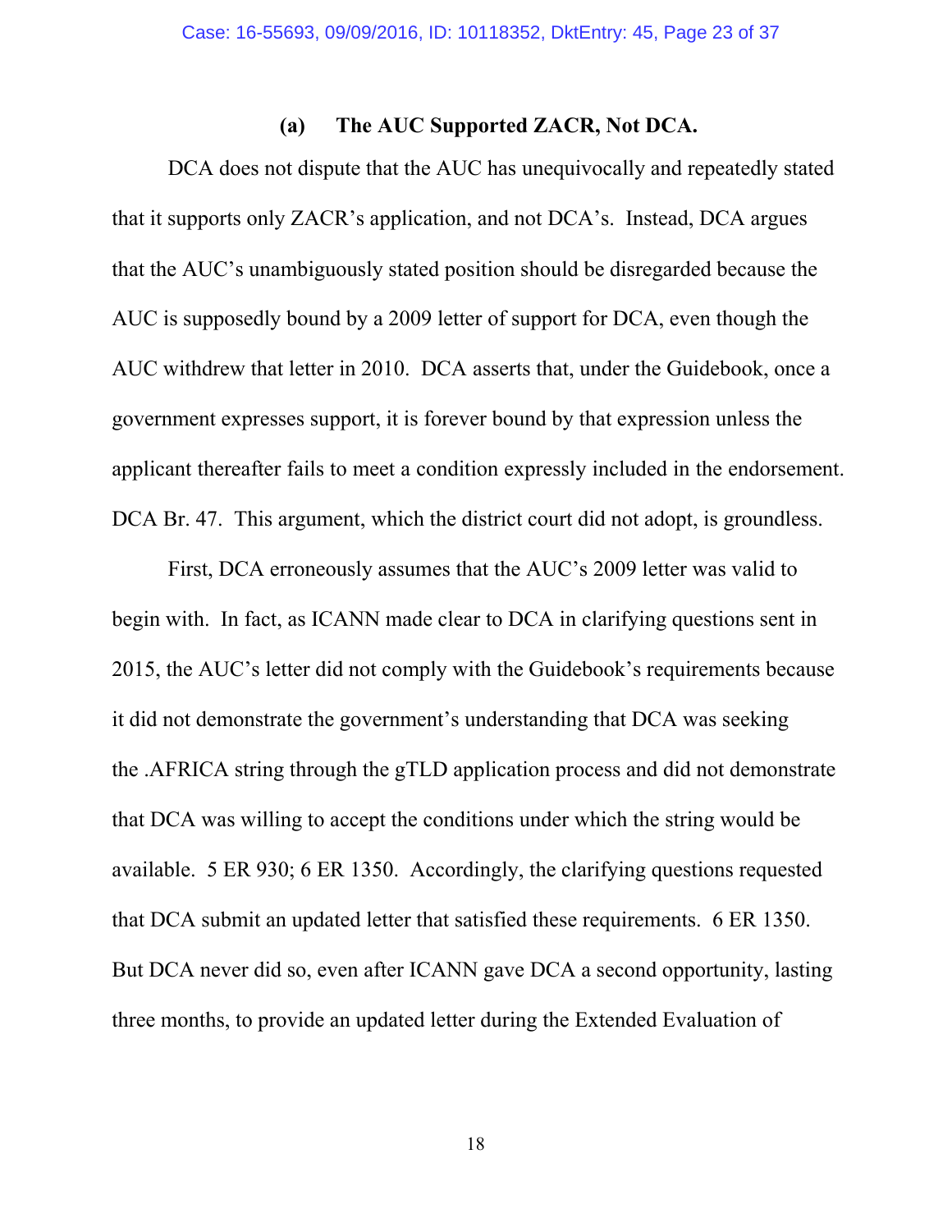### (a) The AUC Supported ZACR, Not DCA.

DCA does not dispute that the AUC has unequivocally and repeatedly stated that it supports only ZACR's application, and not DCA's. Instead, DCA argues that the AUC's unambiguously stated position should be disregarded because the AUC is supposedly bound by a 2009 letter of support for DCA, even though the AUC withdrew that letter in 2010. DCA asserts that, under the Guidebook, once a government expresses support, it is forever bound by that expression unless the applicant thereafter fails to meet a condition expressly included in the endorsement. DCA Br. 47. This argument, which the district court did not adopt, is groundless.

First, DCA erroneously assumes that the AUC's 2009 letter was valid to begin with. In fact, as ICANN made clear to DCA in clarifying questions sent in 2015, the AUC's letter did not comply with the Guidebook's requirements because it did not demonstrate the government's understanding that DCA was seeking the .AFRICA string through the gTLD application process and did not demonstrate that DCA was willing to accept the conditions under which the string would be available. 5 ER 930; 6 ER 1350. Accordingly, the clarifying questions requested that DCA submit an updated letter that satisfied these requirements. 6 ER 1350. But DCA never did so, even after ICANN gave DCA a second opportunity, lasting three months, to provide an updated letter during the Extended Evaluation of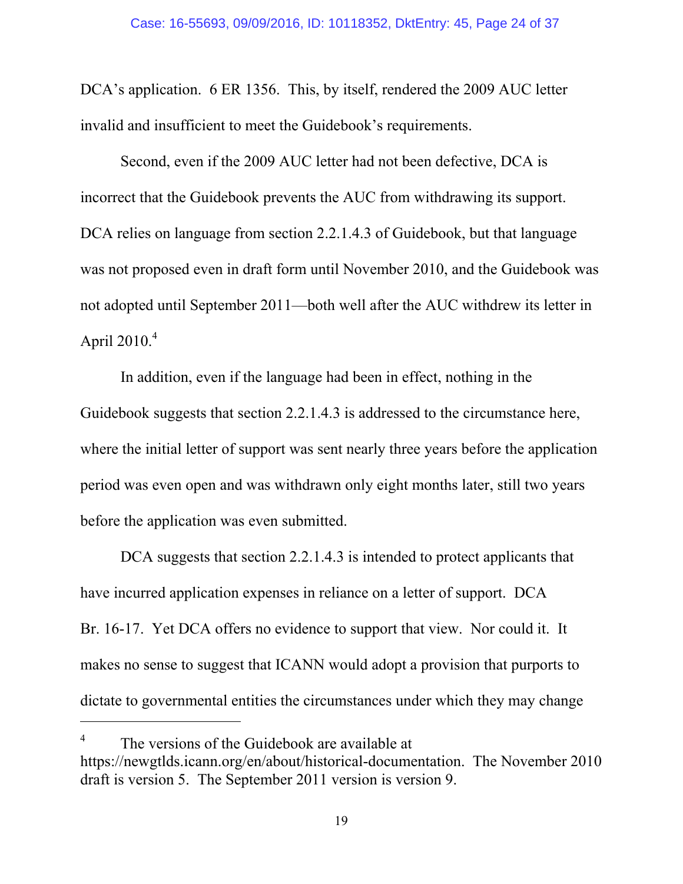DCA's application. 6 ER 1356. This, by itself, rendered the 2009 AUC letter invalid and insufficient to meet the Guidebook's requirements.

Second, even if the 2009 AUC letter had not been defective, DCA is incorrect that the Guidebook prevents the AUC from withdrawing its support. DCA relies on language from section 2.2.1.4.3 of Guidebook, but that language was not proposed even in draft form until November 2010, and the Guidebook was not adopted until September 2011—both well after the AUC withdrew its letter in April 2010.[4]

In addition, even if the language had been in effect, nothing in the Guidebook suggests that section 2.2.1.4.3 is addressed to the circumstance here, where the initial letter of support was sent nearly three years before the application period was even open and was withdrawn only eight months later, still two years before the application was even submitted.

DCA suggests that section 2.2.1.4.3 is intended to protect applicants that have incurred application expenses in reliance on a letter of support. DCA Br. 16-17. Yet DCA offers no evidence to support that view. Nor could it. It makes no sense to suggest that ICANN would adopt a provision that purports to dictate to governmental entities the circumstances under which they may change

---

[4] The versions of the Guidebook are available at https://newgtlds.icann.org/en/about/historical-documentation. The November 2010 draft is version 5. The September 2011 version is version 9.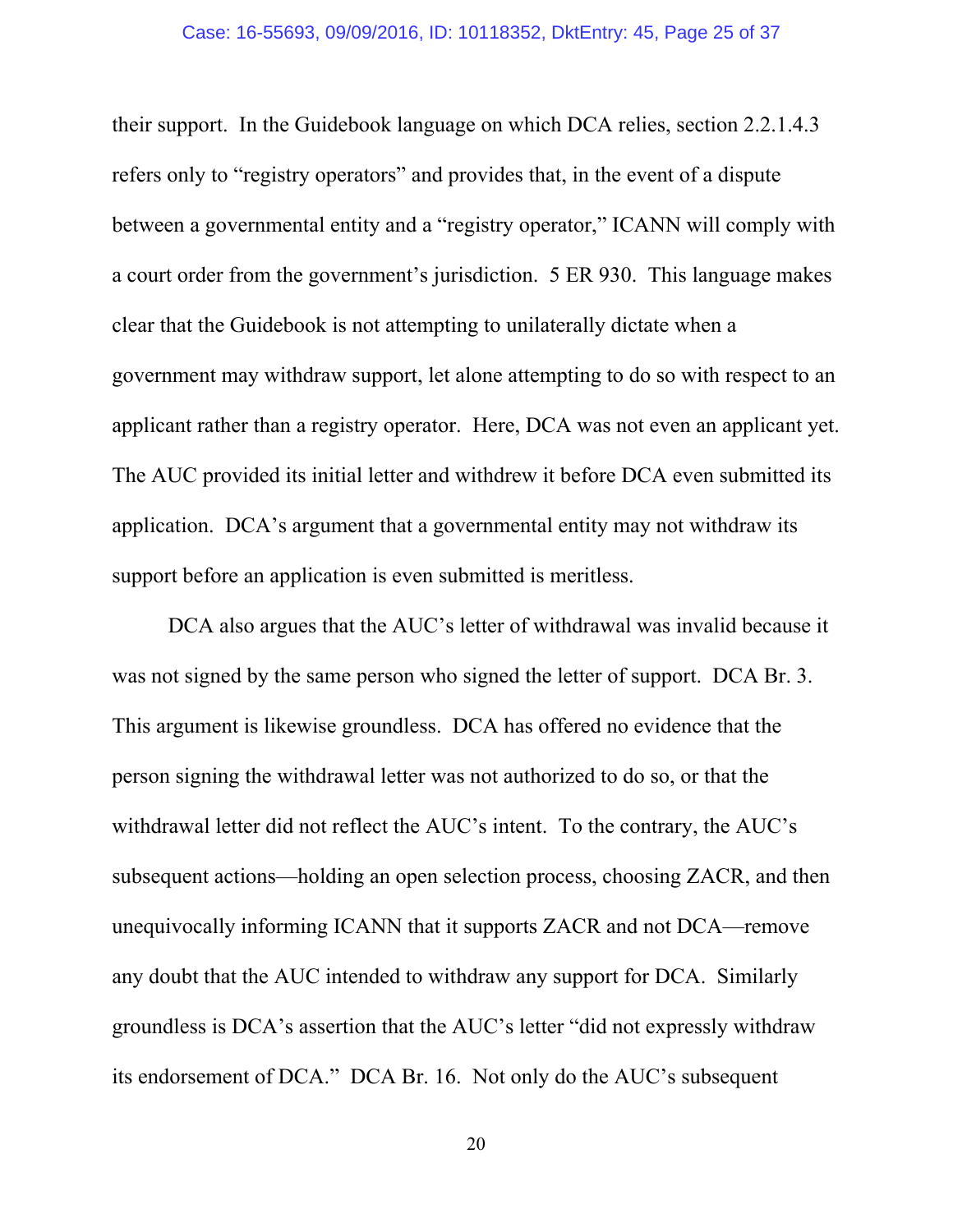their support. In the Guidebook language on which DCA relies, section 2.2.1.4.3 refers only to "registry operators" and provides that, in the event of a dispute between a governmental entity and a "registry operator," ICANN will comply with a court order from the government's jurisdiction. 5 ER 930. This language makes clear that the Guidebook is not attempting to unilaterally dictate when a government may withdraw support, let alone attempting to do so with respect to an applicant rather than a registry operator. Here, DCA was not even an applicant yet. The AUC provided its initial letter and withdrew it before DCA even submitted its application. DCA's argument that a governmental entity may not withdraw its support before an application is even submitted is meritless.

DCA also argues that the AUC's letter of withdrawal was invalid because it was not signed by the same person who signed the letter of support. DCA Br. 3. This argument is likewise groundless. DCA has offered no evidence that the person signing the withdrawal letter was not authorized to do so, or that the withdrawal letter did not reflect the AUC's intent. To the contrary, the AUC's subsequent actions—holding an open selection process, choosing ZACR, and then unequivocally informing ICANN that it supports ZACR and not DCA—remove any doubt that the AUC intended to withdraw any support for DCA. Similarly groundless is DCA's assertion that the AUC's letter "did not expressly withdraw its endorsement of DCA." DCA Br. 16. Not only do the AUC's subsequent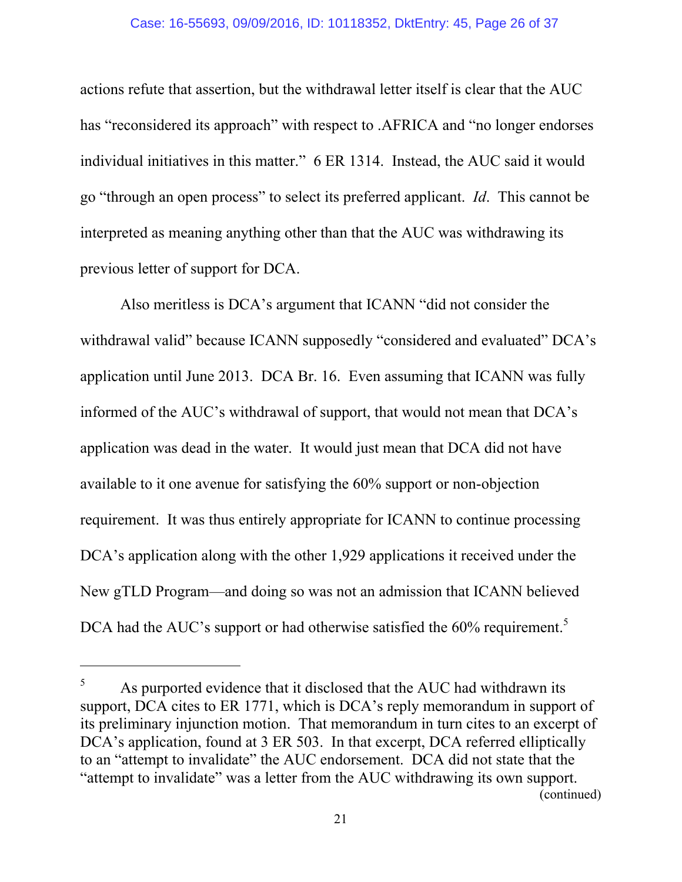actions refute that assertion, but the withdrawal letter itself is clear that the AUC has "reconsidered its approach" with respect to .AFRICA and "no longer endorses individual initiatives in this matter." 6 ER 1314. Instead, the AUC said it would go "through an open process" to select its preferred applicant. *Id*. This cannot be interpreted as meaning anything other than that the AUC was withdrawing its previous letter of support for DCA.

Also meritless is DCA's argument that ICANN "did not consider the withdrawal valid" because ICANN supposedly "considered and evaluated" DCA's application until June 2013. DCA Br. 16. Even assuming that ICANN was fully informed of the AUC's withdrawal of support, that would not mean that DCA's application was dead in the water. It would just mean that DCA did not have available to it one avenue for satisfying the 60% support or non-objection requirement. It was thus entirely appropriate for ICANN to continue processing DCA's application along with the other 1,929 applications it received under the New gTLD Program—and doing so was not an admission that ICANN believed DCA had the AUC's support or had otherwise satisfied the 60% requirement.[5]

---

[5] As purported evidence that it disclosed that the AUC had withdrawn its support, DCA cites to ER 1771, which is DCA's reply memorandum in support of its preliminary injunction motion. That memorandum in turn cites to an excerpt of DCA's application, found at 3 ER 503. In that excerpt, DCA referred elliptically to an "attempt to invalidate" the AUC endorsement. DCA did not state that the "attempt to invalidate" was a letter from the AUC withdrawing its own support.

(continued)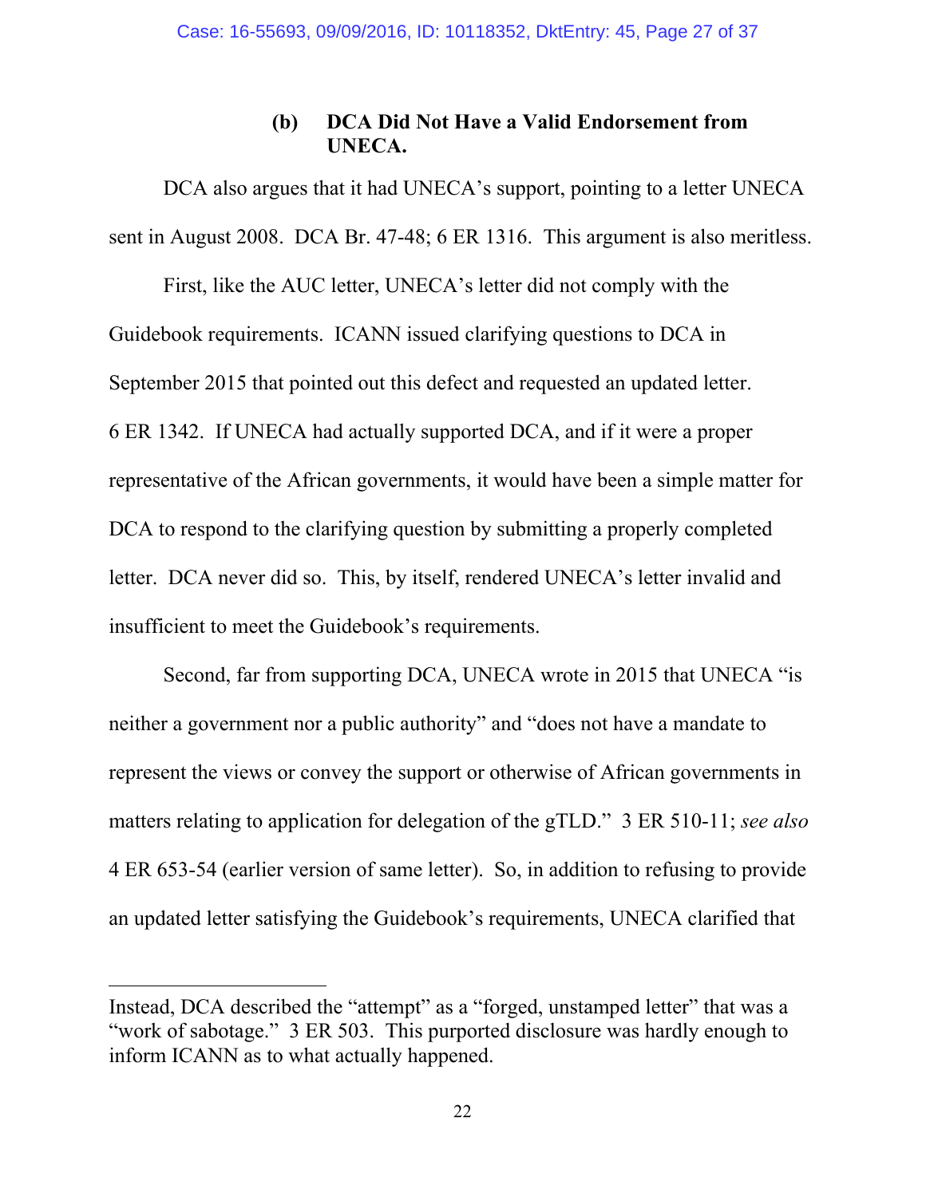### (b) DCA Did Not Have a Valid Endorsement from UNECA.

DCA also argues that it had UNECA's support, pointing to a letter UNECA sent in August 2008. DCA Br. 47-48; 6 ER 1316. This argument is also meritless.

First, like the AUC letter, UNECA's letter did not comply with the Guidebook requirements. ICANN issued clarifying questions to DCA in September 2015 that pointed out this defect and requested an updated letter. 6 ER 1342. If UNECA had actually supported DCA, and if it were a proper representative of the African governments, it would have been a simple matter for DCA to respond to the clarifying question by submitting a properly completed letter. DCA never did so. This, by itself, rendered UNECA's letter invalid and insufficient to meet the Guidebook's requirements.

Second, far from supporting DCA, UNECA wrote in 2015 that UNECA "is neither a government nor a public authority" and "does not have a mandate to represent the views or convey the support or otherwise of African governments in matters relating to application for delegation of the gTLD." 3 ER 510-11; *see also* 4 ER 653-54 (earlier version of same letter). So, in addition to refusing to provide an updated letter satisfying the Guidebook's requirements, UNECA clarified that

---

Instead, DCA described the "attempt" as a "forged, unstamped letter" that was a "work of sabotage." 3 ER 503. This purported disclosure was hardly enough to inform ICANN as to what actually happened.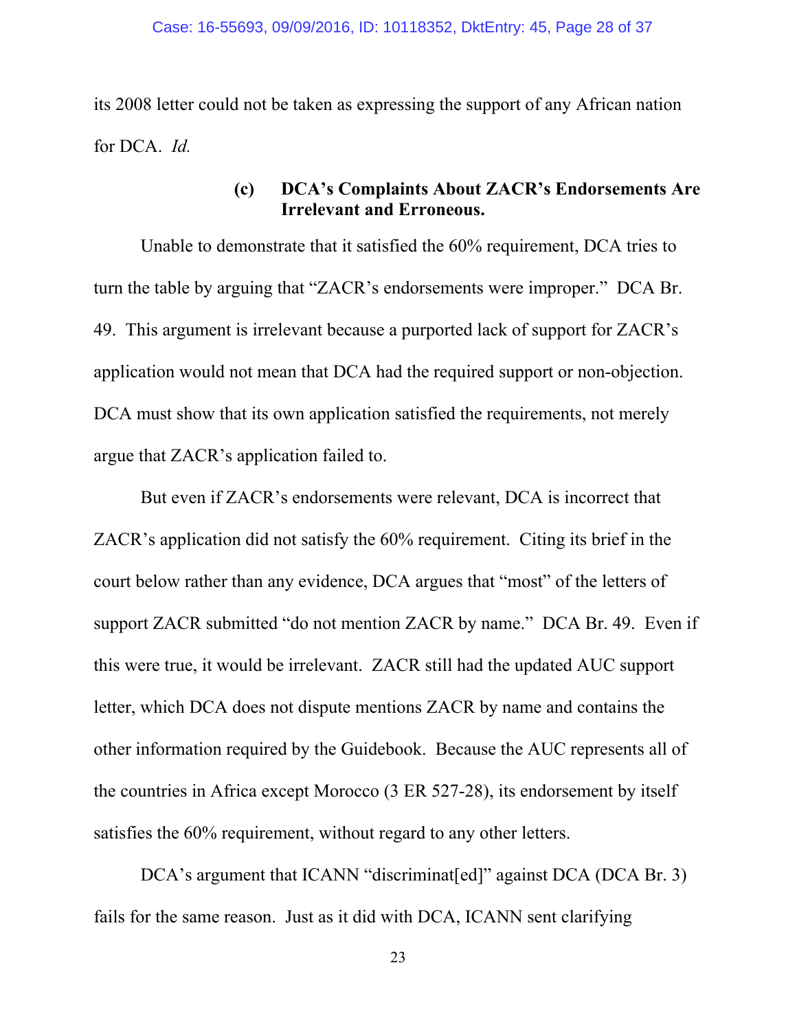its 2008 letter could not be taken as expressing the support of any African nation for DCA. *Id.*

#### (c) DCA's Complaints About ZACR's Endorsements Are Irrelevant and Erroneous.

Unable to demonstrate that it satisfied the 60% requirement, DCA tries to turn the table by arguing that "ZACR's endorsements were improper." DCA Br. 49. This argument is irrelevant because a purported lack of support for ZACR's application would not mean that DCA had the required support or non-objection. DCA must show that its own application satisfied the requirements, not merely argue that ZACR's application failed to.

But even if ZACR's endorsements were relevant, DCA is incorrect that ZACR's application did not satisfy the 60% requirement. Citing its brief in the court below rather than any evidence, DCA argues that "most" of the letters of support ZACR submitted "do not mention ZACR by name." DCA Br. 49. Even if this were true, it would be irrelevant. ZACR still had the updated AUC support letter, which DCA does not dispute mentions ZACR by name and contains the other information required by the Guidebook. Because the AUC represents all of the countries in Africa except Morocco (3 ER 527-28), its endorsement by itself satisfies the 60% requirement, without regard to any other letters.

DCA's argument that ICANN "discriminat[ed]" against DCA (DCA Br. 3) fails for the same reason. Just as it did with DCA, ICANN sent clarifying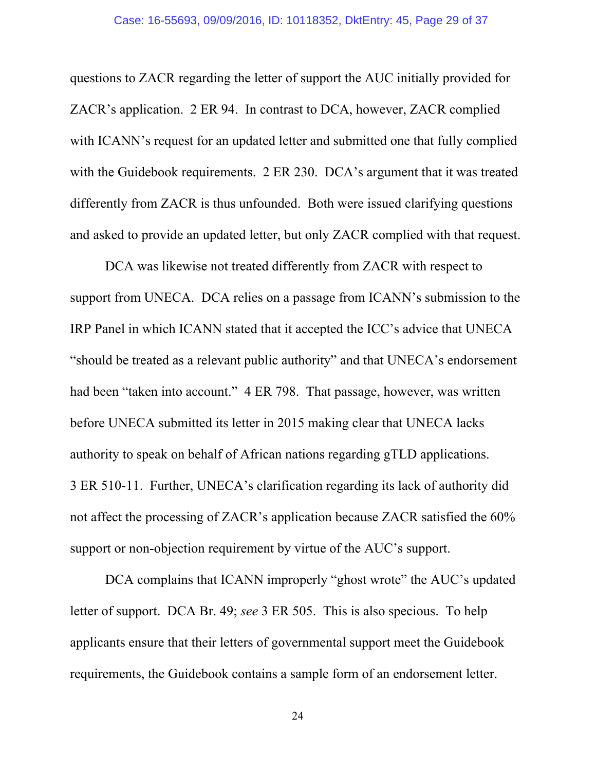questions to ZACR regarding the letter of support the AUC initially provided for ZACR's application. 2 ER 94. In contrast to DCA, however, ZACR complied with ICANN's request for an updated letter and submitted one that fully complied with the Guidebook requirements. 2 ER 230. DCA's argument that it was treated differently from ZACR is thus unfounded. Both were issued clarifying questions and asked to provide an updated letter, but only ZACR complied with that request.

DCA was likewise not treated differently from ZACR with respect to support from UNECA. DCA relies on a passage from ICANN's submission to the IRP Panel in which ICANN stated that it accepted the ICC's advice that UNECA "should be treated as a relevant public authority" and that UNECA's endorsement had been "taken into account." 4 ER 798. That passage, however, was written before UNECA submitted its letter in 2015 making clear that UNECA lacks authority to speak on behalf of African nations regarding gTLD applications. 3 ER 510-11. Further, UNECA's clarification regarding its lack of authority did not affect the processing of ZACR's application because ZACR satisfied the 60% support or non-objection requirement by virtue of the AUC's support.

DCA complains that ICANN improperly "ghost wrote" the AUC's updated letter of support. DCA Br. 49; *see* 3 ER 505. This is also specious. To help applicants ensure that their letters of governmental support meet the Guidebook requirements, the Guidebook contains a sample form of an endorsement letter.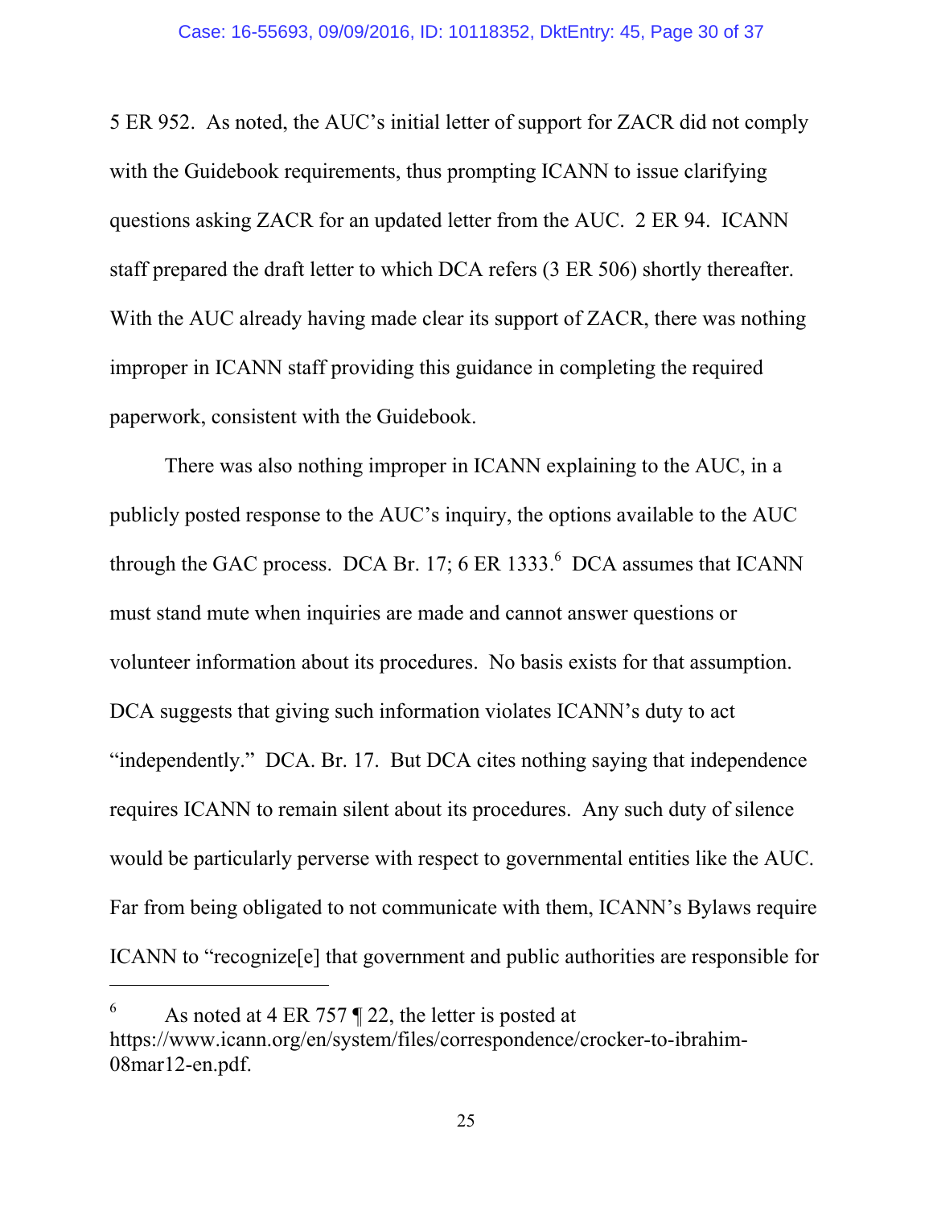5 ER 952. As noted, the AUC's initial letter of support for ZACR did not comply with the Guidebook requirements, thus prompting ICANN to issue clarifying questions asking ZACR for an updated letter from the AUC. 2 ER 94. ICANN staff prepared the draft letter to which DCA refers (3 ER 506) shortly thereafter. With the AUC already having made clear its support of ZACR, there was nothing improper in ICANN staff providing this guidance in completing the required paperwork, consistent with the Guidebook.

There was also nothing improper in ICANN explaining to the AUC, in a publicly posted response to the AUC's inquiry, the options available to the AUC through the GAC process. DCA Br. 17; 6 ER 1333.[6] DCA assumes that ICANN must stand mute when inquiries are made and cannot answer questions or volunteer information about its procedures. No basis exists for that assumption. DCA suggests that giving such information violates ICANN's duty to act "independently." DCA. Br. 17. But DCA cites nothing saying that independence requires ICANN to remain silent about its procedures. Any such duty of silence would be particularly perverse with respect to governmental entities like the AUC. Far from being obligated to not communicate with them, ICANN's Bylaws require ICANN to "recognize[e] that government and public authorities are responsible for

---

[6] As noted at 4 ER 757 ¶ 22, the letter is posted at https://www.icann.org/en/system/files/correspondence/crocker-to-ibrahim-08mar12-en.pdf.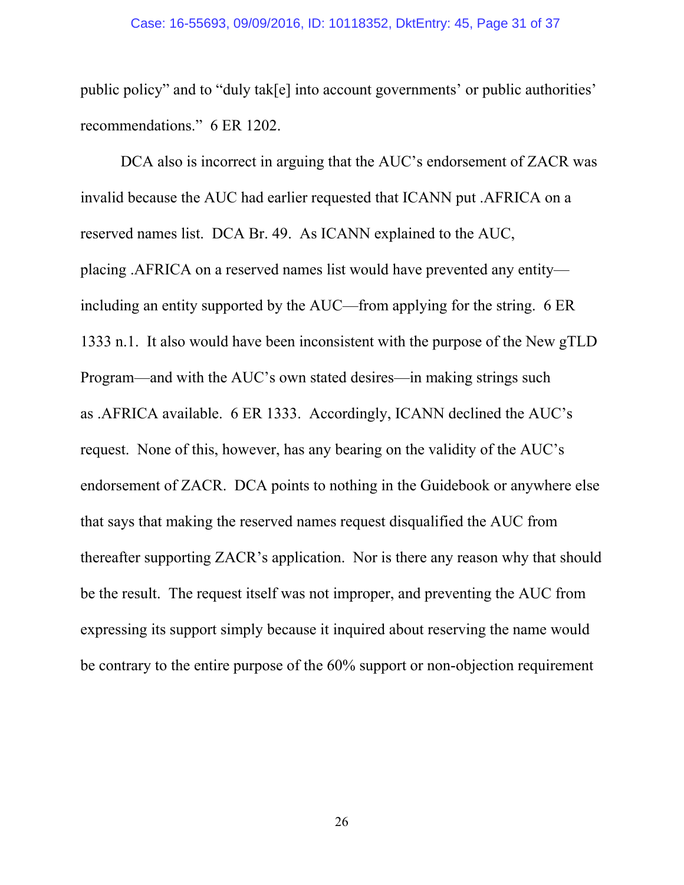public policy" and to "duly tak[e] into account governments' or public authorities' recommendations." 6 ER 1202.

DCA also is incorrect in arguing that the AUC's endorsement of ZACR was invalid because the AUC had earlier requested that ICANN put .AFRICA on a reserved names list. DCA Br. 49. As ICANN explained to the AUC, placing .AFRICA on a reserved names list would have prevented any entity—including an entity supported by the AUC—from applying for the string. 6 ER 1333 n.1. It also would have been inconsistent with the purpose of the New gTLD Program—and with the AUC's own stated desires—in making strings such as .AFRICA available. 6 ER 1333. Accordingly, ICANN declined the AUC's request. None of this, however, has any bearing on the validity of the AUC's endorsement of ZACR. DCA points to nothing in the Guidebook or anywhere else that says that making the reserved names request disqualified the AUC from thereafter supporting ZACR's application. Nor is there any reason why that should be the result. The request itself was not improper, and preventing the AUC from expressing its support simply because it inquired about reserving the name would be contrary to the entire purpose of the 60% support or non-objection requirement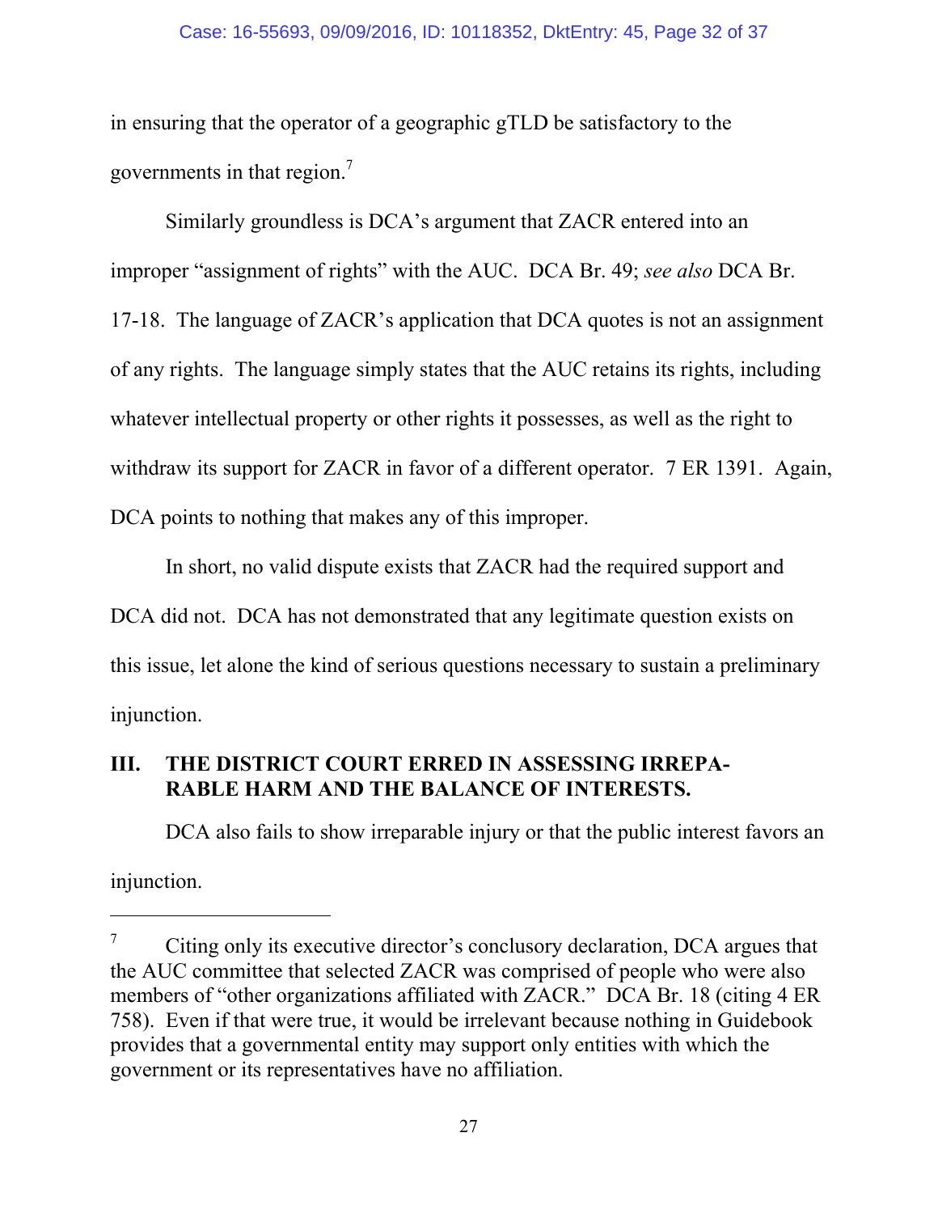in ensuring that the operator of a geographic gTLD be satisfactory to the governments in that region.[7]

Similarly groundless is DCA's argument that ZACR entered into an improper "assignment of rights" with the AUC. DCA Br. 49; *see also* DCA Br. 17-18. The language of ZACR's application that DCA quotes is not an assignment of any rights. The language simply states that the AUC retains its rights, including whatever intellectual property or other rights it possesses, as well as the right to withdraw its support for ZACR in favor of a different operator. 7 ER 1391. Again, DCA points to nothing that makes any of this improper.

In short, no valid dispute exists that ZACR had the required support and DCA did not. DCA has not demonstrated that any legitimate question exists on this issue, let alone the kind of serious questions necessary to sustain a preliminary injunction.

## III. THE DISTRICT COURT ERRED IN ASSESSING IRREPARABLE HARM AND THE BALANCE OF INTERESTS.

DCA also fails to show irreparable injury or that the public interest favors an injunction.

---

[7] Citing only its executive director's conclusory declaration, DCA argues that the AUC committee that selected ZACR was comprised of people who were also members of "other organizations affiliated with ZACR." DCA Br. 18 (citing 4 ER 758). Even if that were true, it would be irrelevant because nothing in Guidebook provides that a governmental entity may support only entities with which the government or its representatives have no affiliation.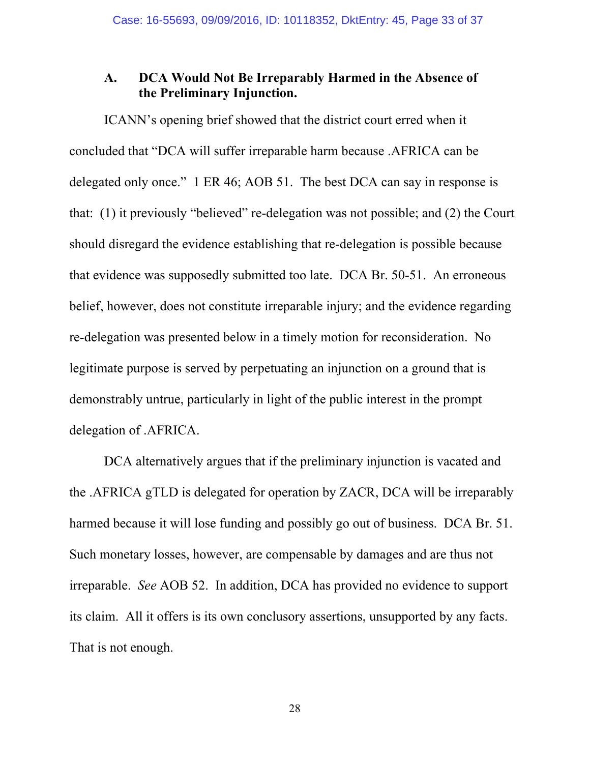### A. DCA Would Not Be Irreparably Harmed in the Absence of the Preliminary Injunction.

ICANN's opening brief showed that the district court erred when it concluded that "DCA will suffer irreparable harm because .AFRICA can be delegated only once." 1 ER 46; AOB 51. The best DCA can say in response is that: (1) it previously "believed" re-delegation was not possible; and (2) the Court should disregard the evidence establishing that re-delegation is possible because that evidence was supposedly submitted too late. DCA Br. 50-51. An erroneous belief, however, does not constitute irreparable injury; and the evidence regarding re-delegation was presented below in a timely motion for reconsideration. No legitimate purpose is served by perpetuating an injunction on a ground that is demonstrably untrue, particularly in light of the public interest in the prompt delegation of .AFRICA.

DCA alternatively argues that if the preliminary injunction is vacated and the .AFRICA gTLD is delegated for operation by ZACR, DCA will be irreparably harmed because it will lose funding and possibly go out of business. DCA Br. 51. Such monetary losses, however, are compensable by damages and are thus not irreparable. *See* AOB 52. In addition, DCA has provided no evidence to support its claim. All it offers is its own conclusory assertions, unsupported by any facts. That is not enough.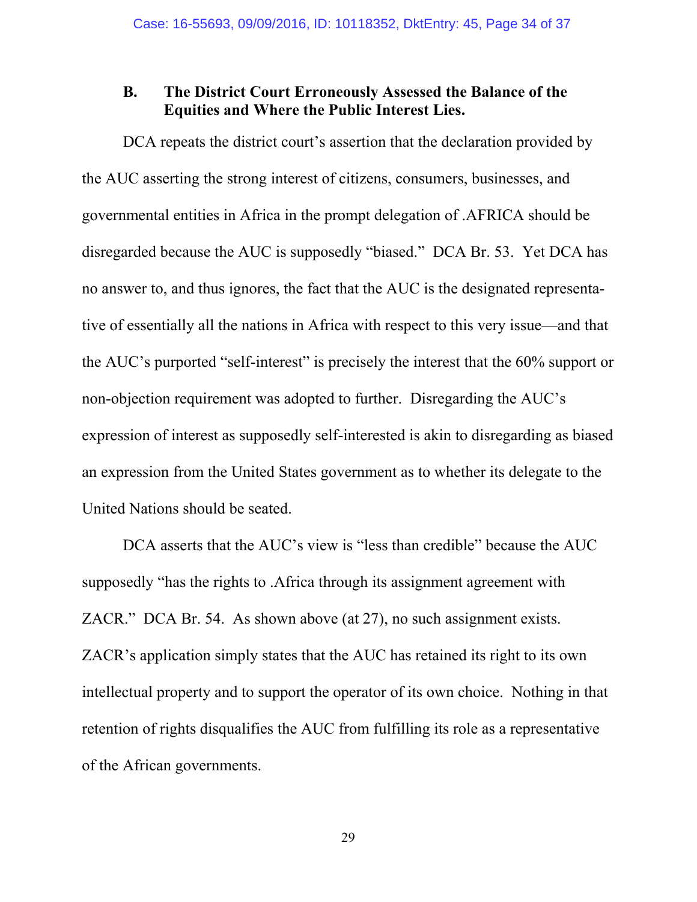### B. The District Court Erroneously Assessed the Balance of the Equities and Where the Public Interest Lies.

DCA repeats the district court's assertion that the declaration provided by the AUC asserting the strong interest of citizens, consumers, businesses, and governmental entities in Africa in the prompt delegation of .AFRICA should be disregarded because the AUC is supposedly "biased." DCA Br. 53. Yet DCA has no answer to, and thus ignores, the fact that the AUC is the designated representative of essentially all the nations in Africa with respect to this very issue—and that the AUC's purported "self-interest" is precisely the interest that the 60% support or non-objection requirement was adopted to further. Disregarding the AUC's expression of interest as supposedly self-interested is akin to disregarding as biased an expression from the United States government as to whether its delegate to the United Nations should be seated.

DCA asserts that the AUC's view is "less than credible" because the AUC supposedly "has the rights to .Africa through its assignment agreement with ZACR." DCA Br. 54. As shown above (at 27), no such assignment exists. ZACR's application simply states that the AUC has retained its right to its own intellectual property and to support the operator of its own choice. Nothing in that retention of rights disqualifies the AUC from fulfilling its role as a representative of the African governments.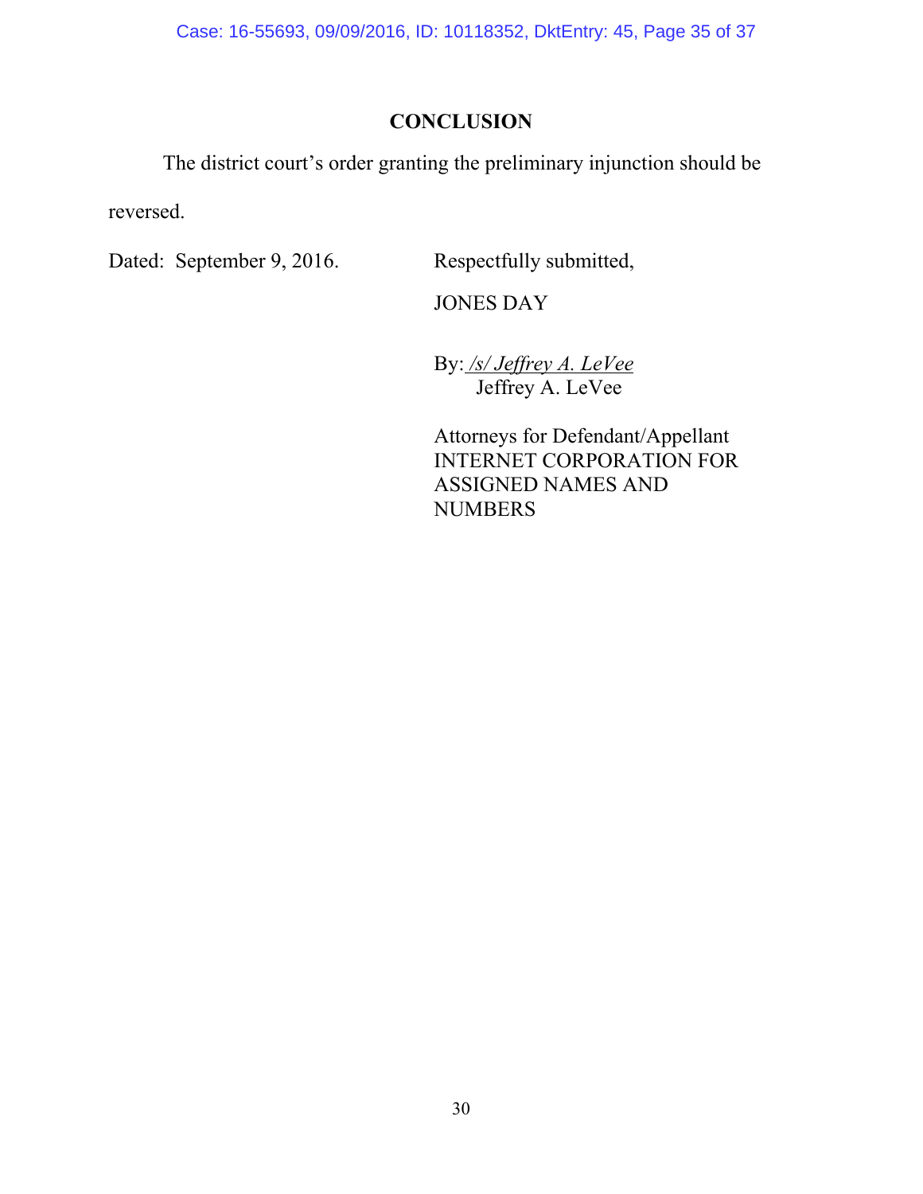## CONCLUSION

The district court's order granting the preliminary injunction should be reversed.

Dated: September 9, 2016.

Respectfully submitted,

JONES DAY

By: */s/ Jeffrey A. LeVee*
Jeffrey A. LeVee

Attorneys for Defendant/Appellant
INTERNET CORPORATION FOR
ASSIGNED NAMES AND
NUMBERS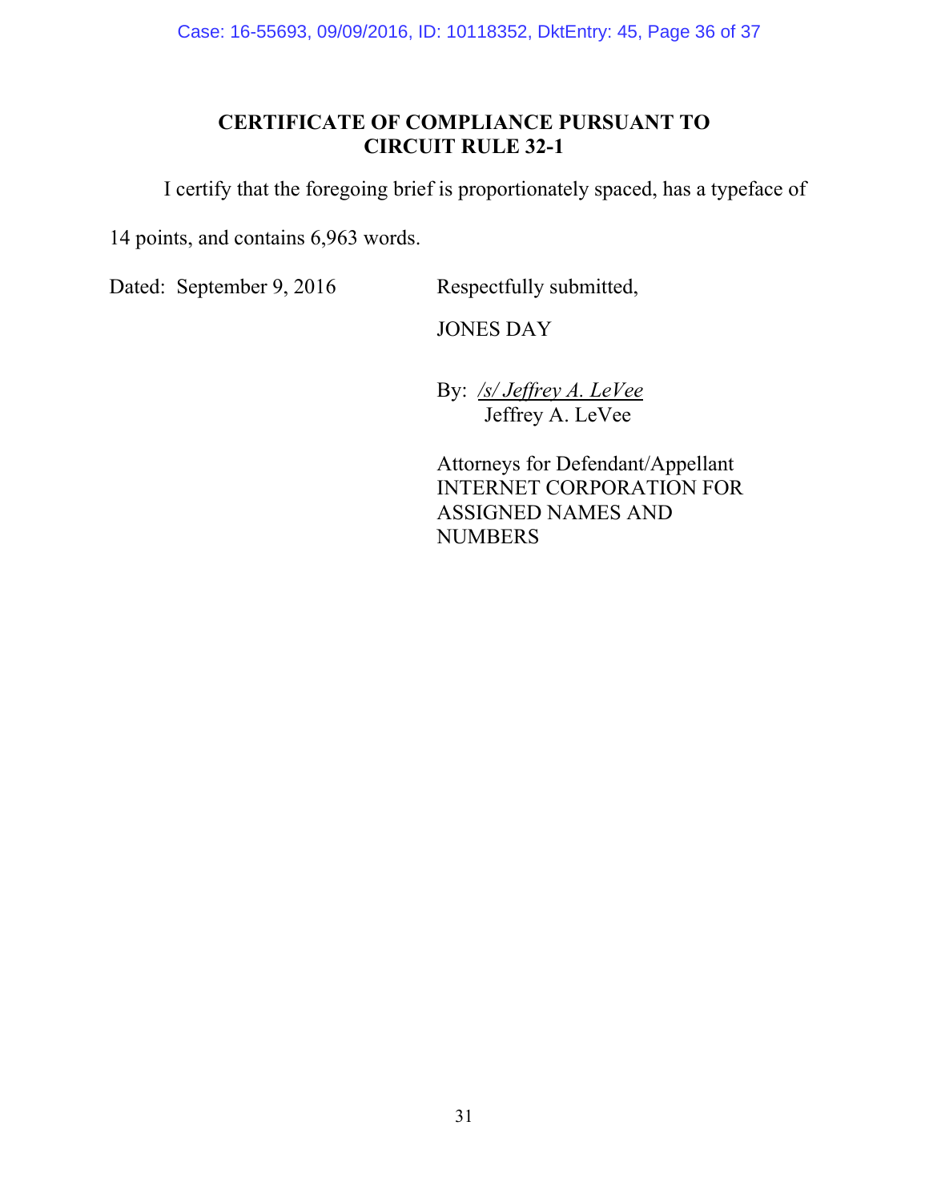## CERTIFICATE OF COMPLIANCE PURSUANT TO CIRCUIT RULE 32-1

I certify that the foregoing brief is proportionately spaced, has a typeface of 14 points, and contains 6,963 words.

Dated: September 9, 2016

Respectfully submitted,

JONES DAY

By: */s/ Jeffrey A. LeVee*
Jeffrey A. LeVee

Attorneys for Defendant/Appellant
INTERNET CORPORATION FOR ASSIGNED NAMES AND NUMBERS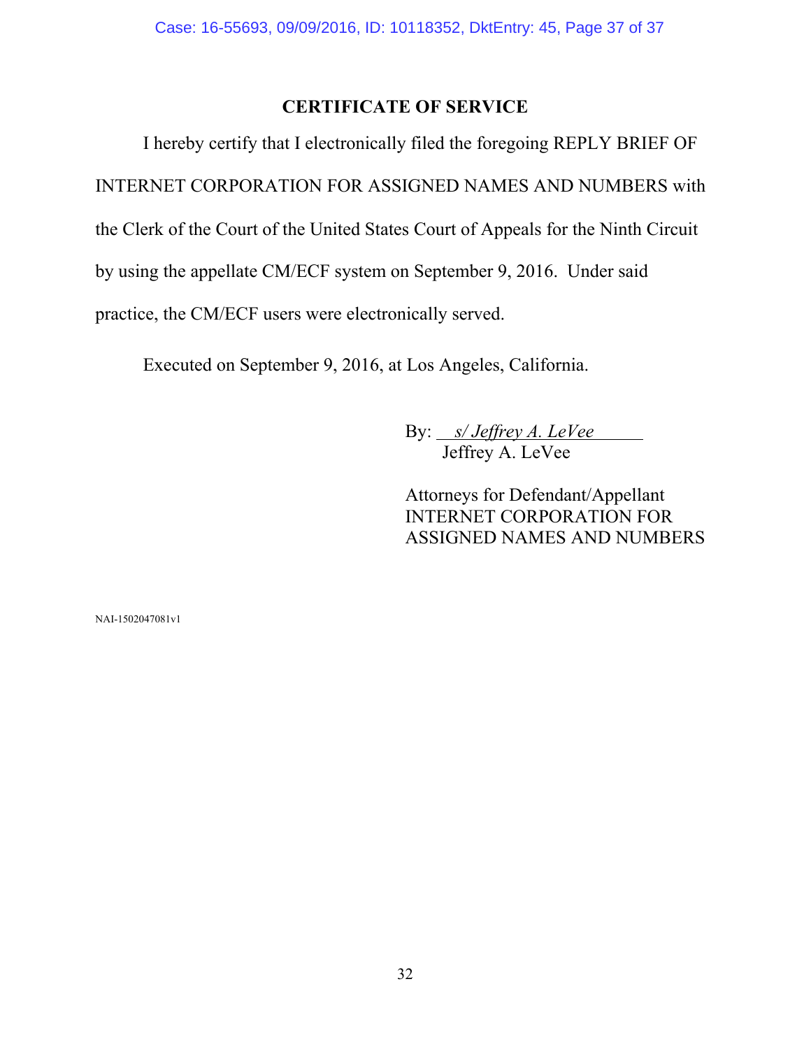## CERTIFICATE OF SERVICE

I hereby certify that I electronically filed the foregoing REPLY BRIEF OF INTERNET CORPORATION FOR ASSIGNED NAMES AND NUMBERS with the Clerk of the Court of the United States Court of Appeals for the Ninth Circuit by using the appellate CM/ECF system on September 9, 2016. Under said practice, the CM/ECF users were electronically served.

Executed on September 9, 2016, at Los Angeles, California.

By: *s/ Jeffrey A. LeVee*
Jeffrey A. LeVee

Attorneys for Defendant/Appellant
INTERNET CORPORATION FOR ASSIGNED NAMES AND NUMBERS

NAI-1502047081v1